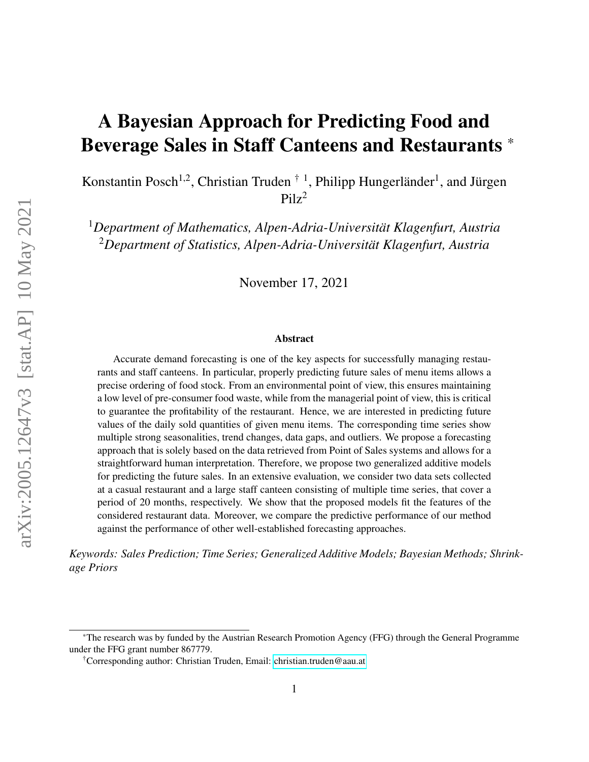# A Bayesian Approach for Predicting Food and Beverage Sales in Staff Canteens and Restaurants *

Konstantin Posch[1,2], Christian Truden † [1], Philipp Hungerländer[1], and Jürgen Pilz[2]

[1]*Department of Mathematics, Alpen-Adria-Universität Klagenfurt, Austria*
[2]*Department of Statistics, Alpen-Adria-Universität Klagenfurt, Austria*

November 17, 2021

### Abstract

Accurate demand forecasting is one of the key aspects for successfully managing restaurants and staff canteens. In particular, properly predicting future sales of menu items allows a precise ordering of food stock. From an environmental point of view, this ensures maintaining a low level of pre-consumer food waste, while from the managerial point of view, this is critical to guarantee the profitability of the restaurant. Hence, we are interested in predicting future values of the daily sold quantities of given menu items. The corresponding time series show multiple strong seasonalities, trend changes, data gaps, and outliers. We propose a forecasting approach that is solely based on the data retrieved from Point of Sales systems and allows for a straightforward human interpretation. Therefore, we propose two generalized additive models for predicting the future sales. In an extensive evaluation, we consider two data sets collected at a casual restaurant and a large staff canteen consisting of multiple time series, that cover a period of 20 months, respectively. We show that the proposed models fit the features of the considered restaurant data. Moreover, we compare the predictive performance of our method against the performance of other well-established forecasting approaches.

*Keywords: Sales Prediction; Time Series; Generalized Additive Models; Bayesian Methods; Shrinkage Priors*

*The research was by funded by the Austrian Research Promotion Agency (FFG) through the General Programme under the FFG grant number 867779.

†Corresponding author: Christian Truden, Email: christian.truden@aau.at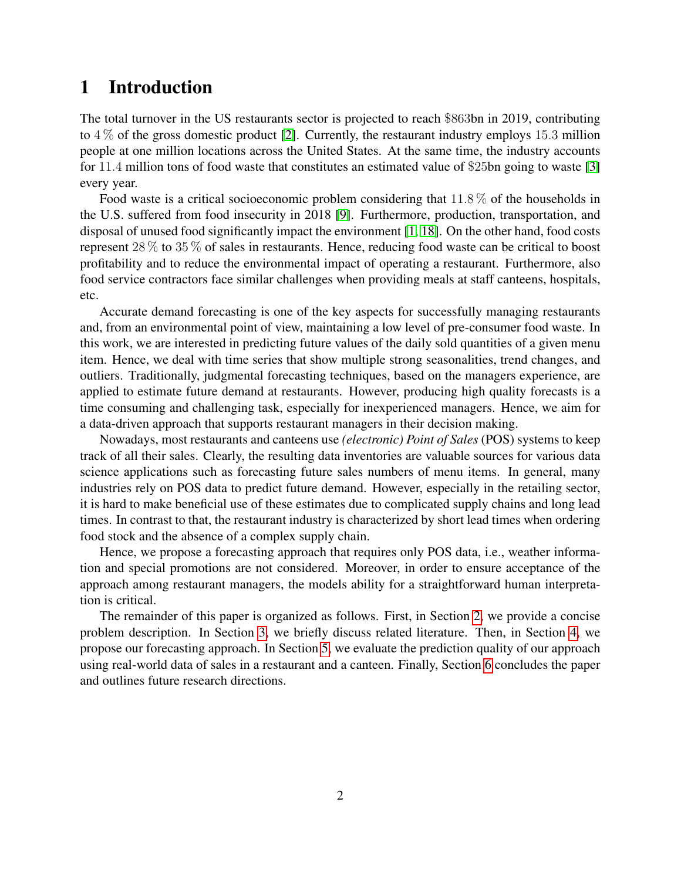# 1 Introduction

The total turnover in the US restaurants sector is projected to reach $\$863$bn in 2019, contributing to $4\,\%$ of the gross domestic product [2]. Currently, the restaurant industry employs $15.3$ million people at one million locations across the United States. At the same time, the industry accounts for $11.4$ million tons of food waste that constitutes an estimated value of $\$25$bn going to waste [3] every year.

Food waste is a critical socioeconomic problem considering that $11.8\,\%$ of the households in the U.S. suffered from food insecurity in 2018 [9]. Furthermore, production, transportation, and disposal of unused food significantly impact the environment [1, 18]. On the other hand, food costs represent $28\,\%$ to $35\,\%$ of sales in restaurants. Hence, reducing food waste can be critical to boost profitability and to reduce the environmental impact of operating a restaurant. Furthermore, also food service contractors face similar challenges when providing meals at staff canteens, hospitals, etc.

Accurate demand forecasting is one of the key aspects for successfully managing restaurants and, from an environmental point of view, maintaining a low level of pre-consumer food waste. In this work, we are interested in predicting future values of the daily sold quantities of a given menu item. Hence, we deal with time series that show multiple strong seasonalities, trend changes, and outliers. Traditionally, judgmental forecasting techniques, based on the managers experience, are applied to estimate future demand at restaurants. However, producing high quality forecasts is a time consuming and challenging task, especially for inexperienced managers. Hence, we aim for a data-driven approach that supports restaurant managers in their decision making.

Nowadays, most restaurants and canteens use *(electronic) Point of Sales* (POS) systems to keep track of all their sales. Clearly, the resulting data inventories are valuable sources for various data science applications such as forecasting future sales numbers of menu items. In general, many industries rely on POS data to predict future demand. However, especially in the retailing sector, it is hard to make beneficial use of these estimates due to complicated supply chains and long lead times. In contrast to that, the restaurant industry is characterized by short lead times when ordering food stock and the absence of a complex supply chain.

Hence, we propose a forecasting approach that requires only POS data, i.e., weather information and special promotions are not considered. Moreover, in order to ensure acceptance of the approach among restaurant managers, the models ability for a straightforward human interpretation is critical.

The remainder of this paper is organized as follows. First, in Section 2, we provide a concise problem description. In Section 3, we briefly discuss related literature. Then, in Section 4, we propose our forecasting approach. In Section 5, we evaluate the prediction quality of our approach using real-world data of sales in a restaurant and a canteen. Finally, Section 6 concludes the paper and outlines future research directions.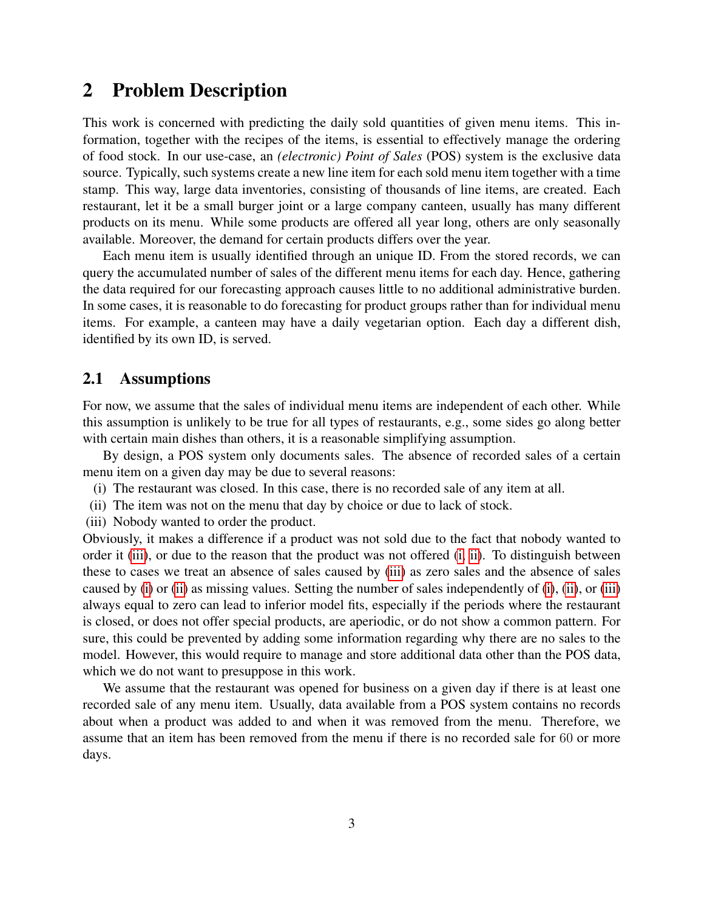## 2 Problem Description

This work is concerned with predicting the daily sold quantities of given menu items. This information, together with the recipes of the items, is essential to effectively manage the ordering of food stock. In our use-case, an *(electronic) Point of Sales* (POS) system is the exclusive data source. Typically, such systems create a new line item for each sold menu item together with a time stamp. This way, large data inventories, consisting of thousands of line items, are created. Each restaurant, let it be a small burger joint or a large company canteen, usually has many different products on its menu. While some products are offered all year long, others are only seasonally available. Moreover, the demand for certain products differs over the year.

Each menu item is usually identified through an unique ID. From the stored records, we can query the accumulated number of sales of the different menu items for each day. Hence, gathering the data required for our forecasting approach causes little to no additional administrative burden. In some cases, it is reasonable to do forecasting for product groups rather than for individual menu items. For example, a canteen may have a daily vegetarian option. Each day a different dish, identified by its own ID, is served.

### 2.1 Assumptions

For now, we assume that the sales of individual menu items are independent of each other. While this assumption is unlikely to be true for all types of restaurants, e.g., some sides go along better with certain main dishes than others, it is a reasonable simplifying assumption.

By design, a POS system only documents sales. The absence of recorded sales of a certain menu item on a given day may be due to several reasons:

(i) The restaurant was closed. In this case, there is no recorded sale of any item at all.
(ii) The item was not on the menu that day by choice or due to lack of stock.
(iii) Nobody wanted to order the product.

Obviously, it makes a difference if a product was not sold due to the fact that nobody wanted to order it (iii), or due to the reason that the product was not offered (i, ii). To distinguish between these to cases we treat an absence of sales caused by (iii) as zero sales and the absence of sales caused by (i) or (ii) as missing values. Setting the number of sales independently of (i), (ii), or (iii) always equal to zero can lead to inferior model fits, especially if the periods where the restaurant is closed, or does not offer special products, are aperiodic, or do not show a common pattern. For sure, this could be prevented by adding some information regarding why there are no sales to the model. However, this would require to manage and store additional data other than the POS data, which we do not want to presuppose in this work.

We assume that the restaurant was opened for business on a given day if there is at least one recorded sale of any menu item. Usually, data available from a POS system contains no records about when a product was added to and when it was removed from the menu. Therefore, we assume that an item has been removed from the menu if there is no recorded sale for 60 or more days.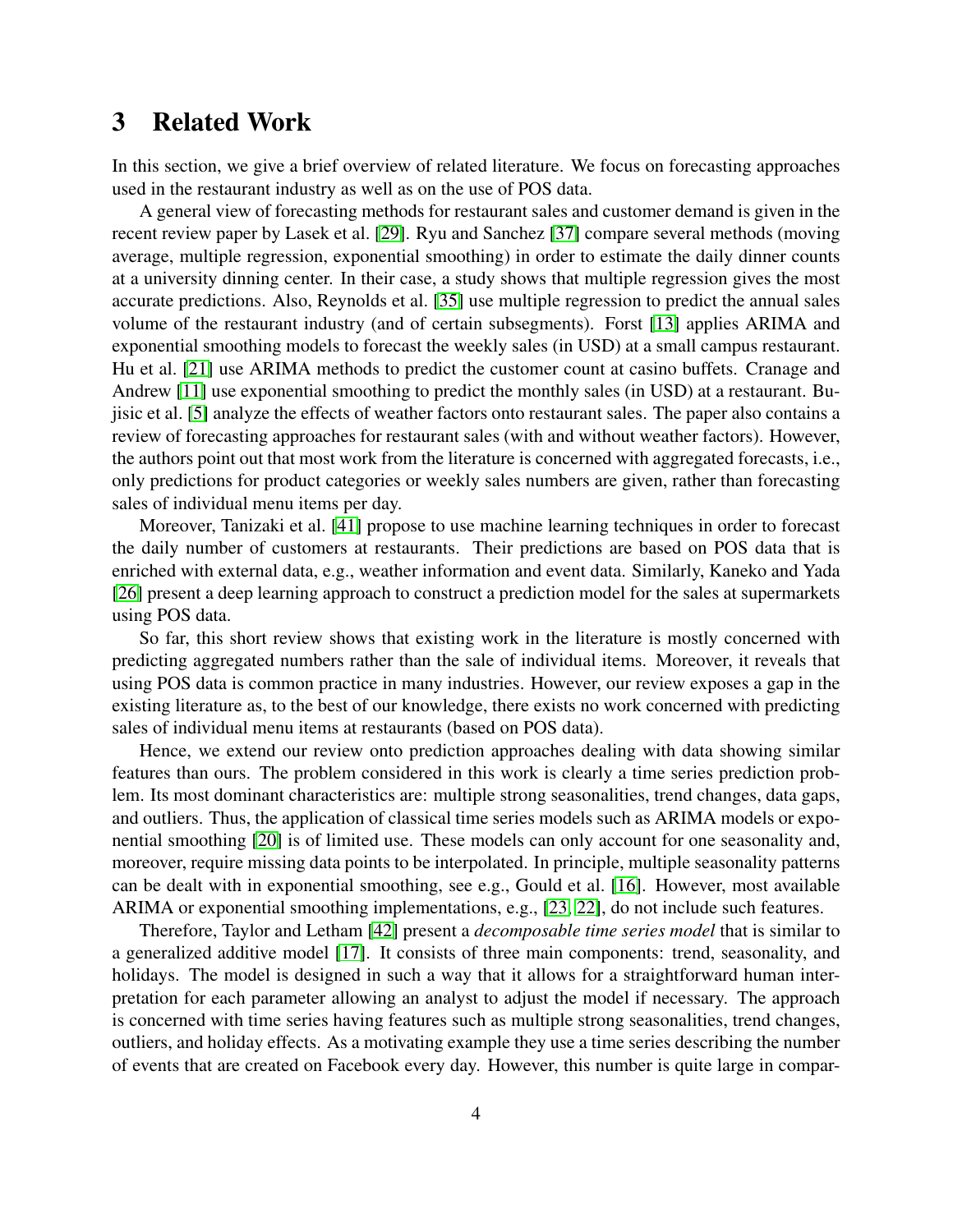# 3 Related Work

In this section, we give a brief overview of related literature. We focus on forecasting approaches used in the restaurant industry as well as on the use of POS data.

A general view of forecasting methods for restaurant sales and customer demand is given in the recent review paper by Lasek et al. [29]. Ryu and Sanchez [37] compare several methods (moving average, multiple regression, exponential smoothing) in order to estimate the daily dinner counts at a university dinning center. In their case, a study shows that multiple regression gives the most accurate predictions. Also, Reynolds et al. [35] use multiple regression to predict the annual sales volume of the restaurant industry (and of certain subsegments). Forst [13] applies ARIMA and exponential smoothing models to forecast the weekly sales (in USD) at a small campus restaurant. Hu et al. [21] use ARIMA methods to predict the customer count at casino buffets. Cranage and Andrew [11] use exponential smoothing to predict the monthly sales (in USD) at a restaurant. Bujisic et al. [5] analyze the effects of weather factors onto restaurant sales. The paper also contains a review of forecasting approaches for restaurant sales (with and without weather factors). However, the authors point out that most work from the literature is concerned with aggregated forecasts, i.e., only predictions for product categories or weekly sales numbers are given, rather than forecasting sales of individual menu items per day.

Moreover, Tanizaki et al. [41] propose to use machine learning techniques in order to forecast the daily number of customers at restaurants. Their predictions are based on POS data that is enriched with external data, e.g., weather information and event data. Similarly, Kaneko and Yada [26] present a deep learning approach to construct a prediction model for the sales at supermarkets using POS data.

So far, this short review shows that existing work in the literature is mostly concerned with predicting aggregated numbers rather than the sale of individual items. Moreover, it reveals that using POS data is common practice in many industries. However, our review exposes a gap in the existing literature as, to the best of our knowledge, there exists no work concerned with predicting sales of individual menu items at restaurants (based on POS data).

Hence, we extend our review onto prediction approaches dealing with data showing similar features than ours. The problem considered in this work is clearly a time series prediction problem. Its most dominant characteristics are: multiple strong seasonalities, trend changes, data gaps, and outliers. Thus, the application of classical time series models such as ARIMA models or exponential smoothing [20] is of limited use. These models can only account for one seasonality and, moreover, require missing data points to be interpolated. In principle, multiple seasonality patterns can be dealt with in exponential smoothing, see e.g., Gould et al. [16]. However, most available ARIMA or exponential smoothing implementations, e.g., [23, 22], do not include such features.

Therefore, Taylor and Letham [42] present a *decomposable time series model* that is similar to a generalized additive model [17]. It consists of three main components: trend, seasonality, and holidays. The model is designed in such a way that it allows for a straightforward human interpretation for each parameter allowing an analyst to adjust the model if necessary. The approach is concerned with time series having features such as multiple strong seasonalities, trend changes, outliers, and holiday effects. As a motivating example they use a time series describing the number of events that are created on Facebook every day. However, this number is quite large in compar-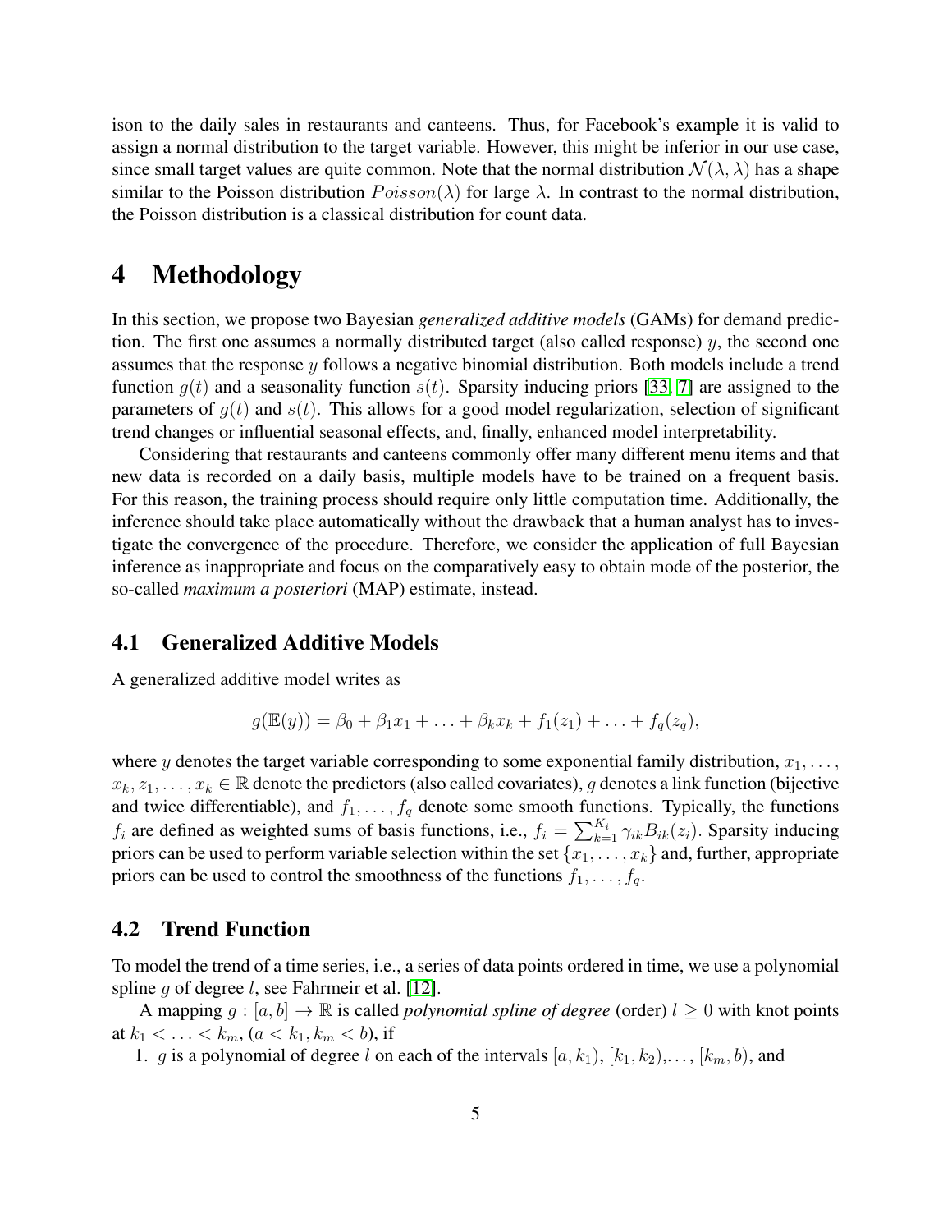ison to the daily sales in restaurants and canteens. Thus, for Facebook's example it is valid to assign a normal distribution to the target variable. However, this might be inferior in our use case, since small target values are quite common. Note that the normal distribution $\mathcal{N}(\lambda, \lambda)$ has a shape similar to the Poisson distribution $Poisson(\lambda)$ for large $\lambda$. In contrast to the normal distribution, the Poisson distribution is a classical distribution for count data.

# 4 Methodology

In this section, we propose two Bayesian *generalized additive models* (GAMs) for demand prediction. The first one assumes a normally distributed target (also called response) $y$, the second one assumes that the response $y$ follows a negative binomial distribution. Both models include a trend function $g(t)$ and a seasonality function $s(t)$. Sparsity inducing priors [33, 7] are assigned to the parameters of $g(t)$ and $s(t)$. This allows for a good model regularization, selection of significant trend changes or influential seasonal effects, and, finally, enhanced model interpretability.

Considering that restaurants and canteens commonly offer many different menu items and that new data is recorded on a daily basis, multiple models have to be trained on a frequent basis. For this reason, the training process should require only little computation time. Additionally, the inference should take place automatically without the drawback that a human analyst has to investigate the convergence of the procedure. Therefore, we consider the application of full Bayesian inference as inappropriate and focus on the comparatively easy to obtain mode of the posterior, the so-called *maximum a posteriori* (MAP) estimate, instead.

## 4.1 Generalized Additive Models

A generalized additive model writes as

$$g(\mathbb{E}(y)) = \beta_0 + \beta_1 x_1 + \ldots + \beta_k x_k + f_1(z_1) + \ldots + f_q(z_q),$$

where $y$ denotes the target variable corresponding to some exponential family distribution, $x_1, \ldots, x_k, z_1, \ldots, x_k \in \mathbb{R}$ denote the predictors (also called covariates), $g$ denotes a link function (bijective and twice differentiable), and $f_1, \ldots, f_q$ denote some smooth functions. Typically, the functions $f_i$ are defined as weighted sums of basis functions, i.e., $f_i = \sum_{k=1}^{K_i} \gamma_{ik} B_{ik}(z_i)$. Sparsity inducing priors can be used to perform variable selection within the set $\{x_1, \ldots, x_k\}$ and, further, appropriate priors can be used to control the smoothness of the functions $f_1, \ldots, f_q$.

## 4.2 Trend Function

To model the trend of a time series, i.e., a series of data points ordered in time, we use a polynomial spline $g$ of degree $l$, see Fahrmeir et al. [12].

A mapping $g : [a, b] \to \mathbb{R}$ is called *polynomial spline of degree* (order) $l \geq 0$ with knot points at $k_1 < \ldots < k_m$, ($a < k_1, k_m < b$), if

1. $g$ is a polynomial of degree $l$ on each of the intervals $[a, k_1)$, $[k_1, k_2)$,..., $[k_m, b)$, and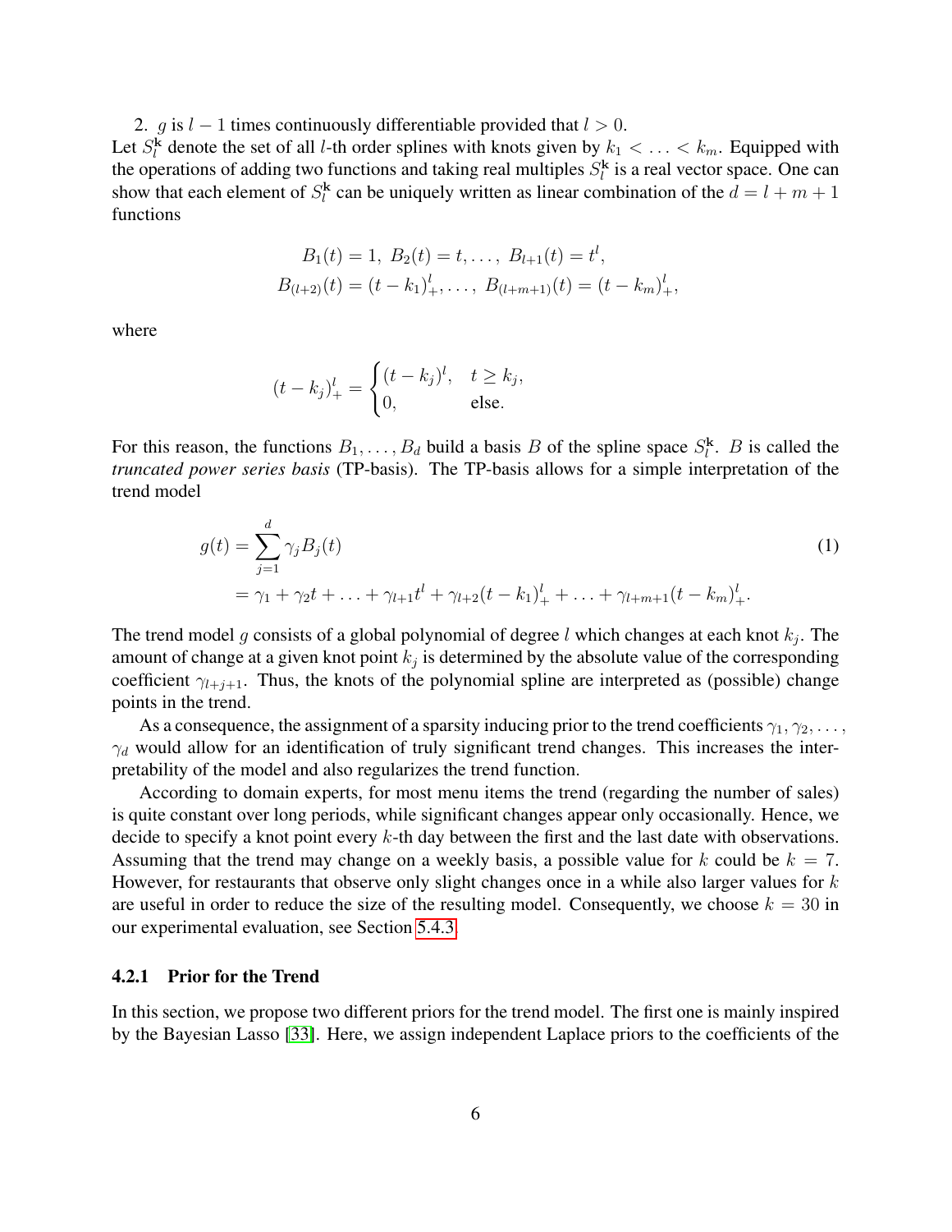2. $g$ is $l-1$ times continuously differentiable provided that $l > 0$.

Let $S_l^{\mathbf{k}}$ denote the set of all $l$-th order splines with knots given by $k_1 < \ldots < k_m$. Equipped with the operations of adding two functions and taking real multiples $S_l^{\mathbf{k}}$ is a real vector space. One can show that each element of $S_l^{\mathbf{k}}$ can be uniquely written as linear combination of the $d = l + m + 1$ functions

$$
\begin{aligned}
B_1(t) = 1,\ B_2(t) = t, \ldots,\ B_{l+1}(t) = t^l, \\
B_{(l+2)}(t) = (t - k_1)_+^l, \ldots,\ B_{(l+m+1)}(t) = (t - k_m)_+^l,
\end{aligned}
$$

where

$$
(t - k_j)_+^l = \begin{cases} (t - k_j)^l, & t \geq k_j, \\ 0, & \text{else}. \end{cases}
$$

For this reason, the functions $B_1, \ldots, B_d$ build a basis $B$ of the spline space $S_l^{\mathbf{k}}$. $B$ is called the *truncated power series basis* (TP-basis). The TP-basis allows for a simple interpretation of the trend model

$$
\begin{aligned}
g(t) &= \sum_{j=1}^{d} \gamma_j B_j(t) \qquad (1) \\
&= \gamma_1 + \gamma_2 t + \ldots + \gamma_{l+1} t^l + \gamma_{l+2}(t - k_1)_+^l + \ldots + \gamma_{l+m+1}(t - k_m)_+^l.
\end{aligned}
$$

The trend model $g$ consists of a global polynomial of degree $l$ which changes at each knot $k_j$. The amount of change at a given knot point $k_j$ is determined by the absolute value of the corresponding coefficient $\gamma_{l+j+1}$. Thus, the knots of the polynomial spline are interpreted as (possible) change points in the trend.

As a consequence, the assignment of a sparsity inducing prior to the trend coefficients $\gamma_1, \gamma_2, \ldots, \gamma_d$ would allow for an identification of truly significant trend changes. This increases the interpretability of the model and also regularizes the trend function.

According to domain experts, for most menu items the trend (regarding the number of sales) is quite constant over long periods, while significant changes appear only occasionally. Hence, we decide to specify a knot point every $k$-th day between the first and the last date with observations. Assuming that the trend may change on a weekly basis, a possible value for $k$ could be $k = 7$. However, for restaurants that observe only slight changes once in a while also larger values for $k$ are useful in order to reduce the size of the resulting model. Consequently, we choose $k = 30$ in our experimental evaluation, see Section 5.4.3.

### 4.2.1 Prior for the Trend

In this section, we propose two different priors for the trend model. The first one is mainly inspired by the Bayesian Lasso [33]. Here, we assign independent Laplace priors to the coefficients of the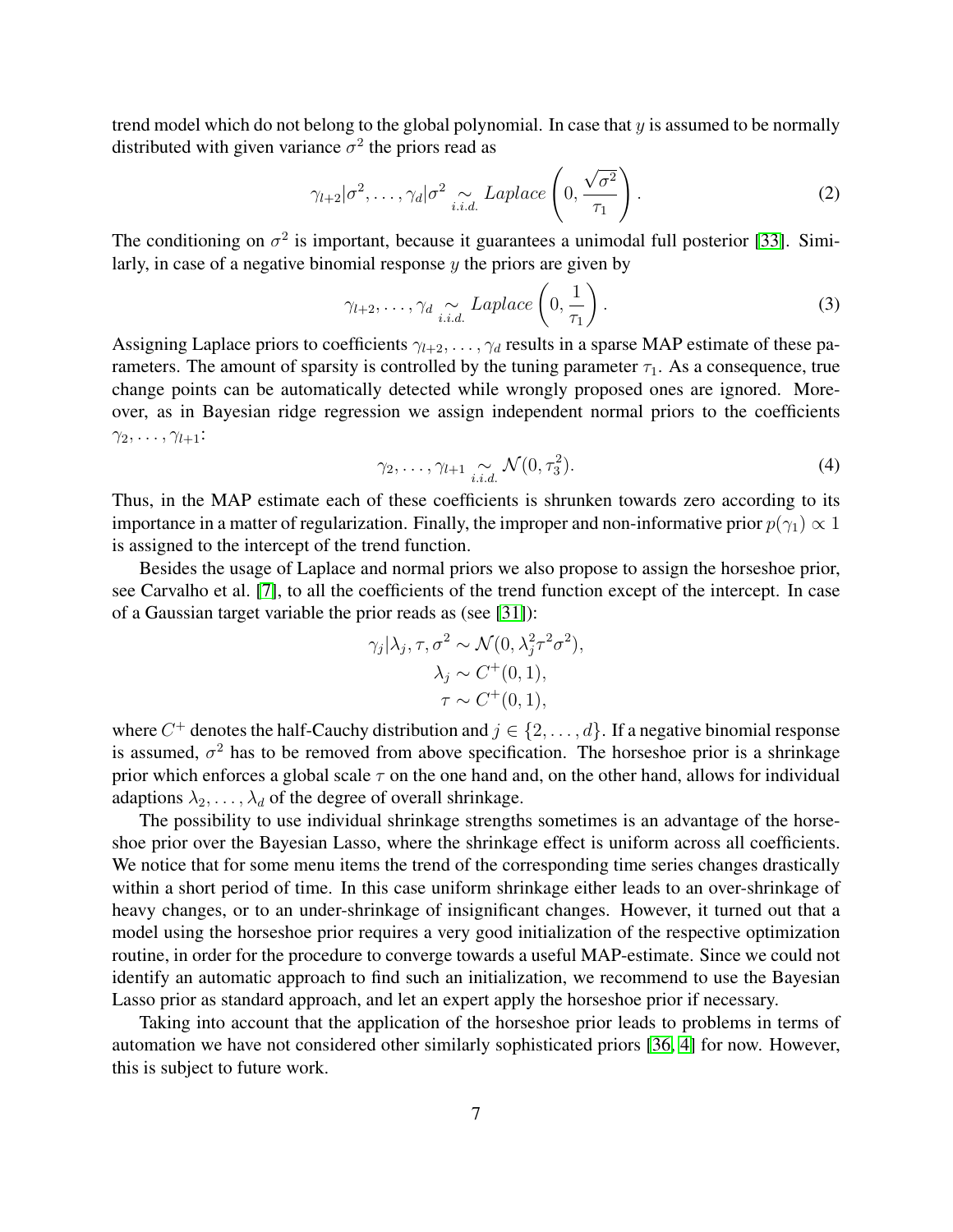trend model which do not belong to the global polynomial. In case that $y$ is assumed to be normally distributed with given variance $\sigma^2$ the priors read as

$$\gamma_{l+2}|\sigma^2, \ldots, \gamma_d|\sigma^2 \underset{i.i.d.}{\sim} Laplace\left(0, \frac{\sqrt{\sigma^2}}{\tau_1}\right). \tag{2}$$

The conditioning on $\sigma^2$ is important, because it guarantees a unimodal full posterior [33]. Similarly, in case of a negative binomial response $y$ the priors are given by

$$\gamma_{l+2}, \ldots, \gamma_d \underset{i.i.d.}{\sim} Laplace\left(0, \frac{1}{\tau_1}\right). \tag{3}$$

Assigning Laplace priors to coefficients $\gamma_{l+2}, \ldots, \gamma_d$ results in a sparse MAP estimate of these parameters. The amount of sparsity is controlled by the tuning parameter $\tau_1$. As a consequence, true change points can be automatically detected while wrongly proposed ones are ignored. Moreover, as in Bayesian ridge regression we assign independent normal priors to the coefficients $\gamma_2, \ldots, \gamma_{l+1}$:

$$\gamma_2, \ldots, \gamma_{l+1} \underset{i.i.d.}{\sim} \mathcal{N}(0, \tau_3^2). \tag{4}$$

Thus, in the MAP estimate each of these coefficients is shrunken towards zero according to its importance in a matter of regularization. Finally, the improper and non-informative prior $p(\gamma_1) \propto 1$ is assigned to the intercept of the trend function.

Besides the usage of Laplace and normal priors we also propose to assign the horseshoe prior, see Carvalho et al. [7], to all the coefficients of the trend function except of the intercept. In case of a Gaussian target variable the prior reads as (see [31]):

$$\begin{aligned}
\gamma_j|\lambda_j, \tau, \sigma^2 &\sim \mathcal{N}(0, \lambda_j^2\tau^2\sigma^2), \\
\lambda_j &\sim C^+(0, 1), \\
\tau &\sim C^+(0, 1),
\end{aligned}$$

where $C^+$ denotes the half-Cauchy distribution and $j \in \{2, \ldots, d\}$. If a negative binomial response is assumed, $\sigma^2$ has to be removed from above specification. The horseshoe prior is a shrinkage prior which enforces a global scale $\tau$ on the one hand and, on the other hand, allows for individual adaptions $\lambda_2, \ldots, \lambda_d$ of the degree of overall shrinkage.

The possibility to use individual shrinkage strengths sometimes is an advantage of the horseshoe prior over the Bayesian Lasso, where the shrinkage effect is uniform across all coefficients. We notice that for some menu items the trend of the corresponding time series changes drastically within a short period of time. In this case uniform shrinkage either leads to an over-shrinkage of heavy changes, or to an under-shrinkage of insignificant changes. However, it turned out that a model using the horseshoe prior requires a very good initialization of the respective optimization routine, in order for the procedure to converge towards a useful MAP-estimate. Since we could not identify an automatic approach to find such an initialization, we recommend to use the Bayesian Lasso prior as standard approach, and let an expert apply the horseshoe prior if necessary.

Taking into account that the application of the horseshoe prior leads to problems in terms of automation we have not considered other similarly sophisticated priors [36, 4] for now. However, this is subject to future work.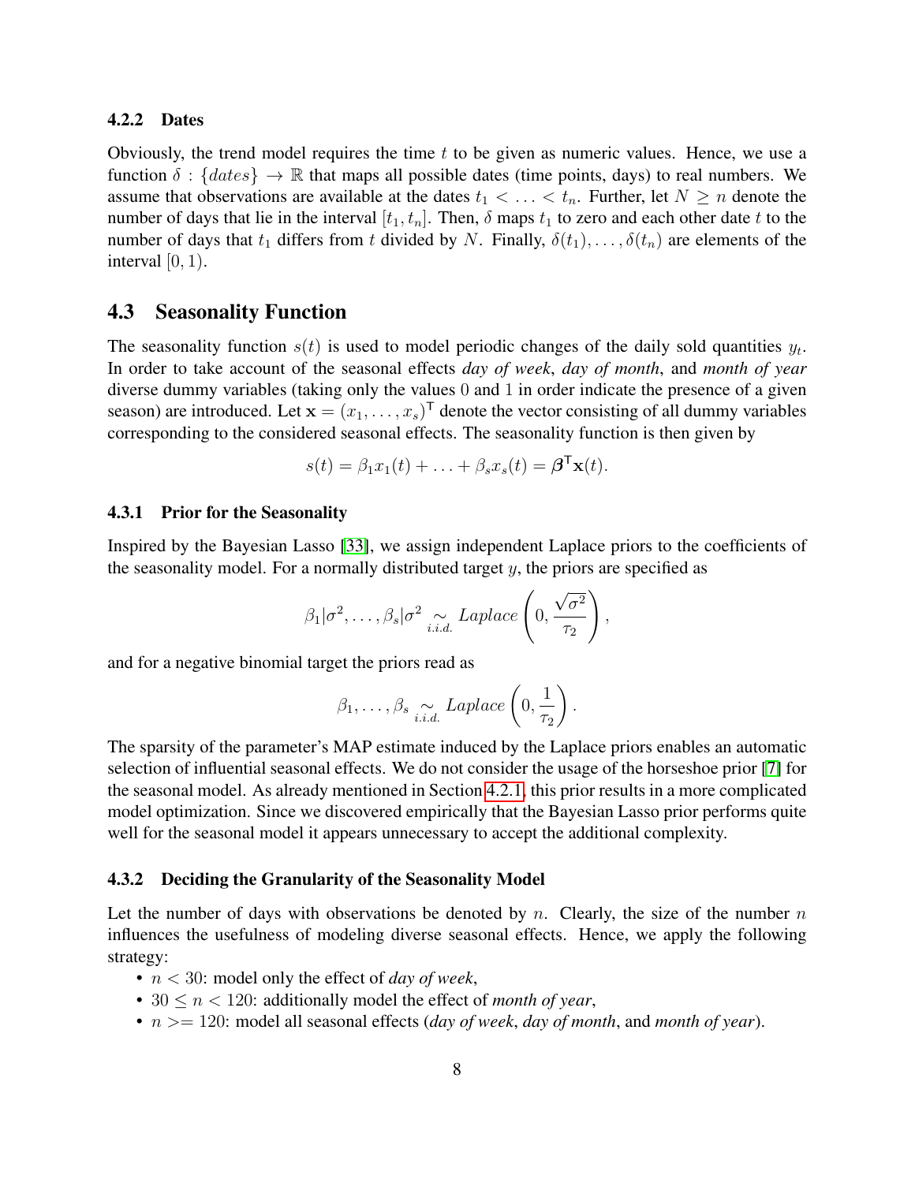#### 4.2.2 Dates

Obviously, the trend model requires the time $t$ to be given as numeric values. Hence, we use a function $\delta : \{dates\} \to \mathbb{R}$ that maps all possible dates (time points, days) to real numbers. We assume that observations are available at the dates $t_1 < \ldots < t_n$. Further, let $N \geq n$ denote the number of days that lie in the interval $[t_1, t_n]$. Then, $\delta$ maps $t_1$ to zero and each other date $t$ to the number of days that $t_1$ differs from $t$ divided by $N$. Finally, $\delta(t_1), \ldots, \delta(t_n)$ are elements of the interval $[0, 1)$.

### 4.3 Seasonality Function

The seasonality function $s(t)$ is used to model periodic changes of the daily sold quantities $y_t$. In order to take account of the seasonal effects *day of week*, *day of month*, and *month of year* diverse dummy variables (taking only the values 0 and 1 in order indicate the presence of a given season) are introduced. Let $\mathbf{x} = (x_1, \ldots, x_s)^\mathsf{T}$ denote the vector consisting of all dummy variables corresponding to the considered seasonal effects. The seasonality function is then given by

$$s(t) = \beta_1 x_1(t) + \ldots + \beta_s x_s(t) = \boldsymbol{\beta}^\mathsf{T} \mathbf{x}(t).$$

#### 4.3.1 Prior for the Seasonality

Inspired by the Bayesian Lasso [33], we assign independent Laplace priors to the coefficients of the seasonality model. For a normally distributed target $y$, the priors are specified as

$$\beta_1 | \sigma^2, \ldots, \beta_s | \sigma^2 \underset{i.i.d.}{\sim} Laplace\left(0, \frac{\sqrt{\sigma^2}}{\tau_2}\right),$$

and for a negative binomial target the priors read as

$$\beta_1, \ldots, \beta_s \underset{i.i.d.}{\sim} Laplace\left(0, \frac{1}{\tau_2}\right).$$

The sparsity of the parameter's MAP estimate induced by the Laplace priors enables an automatic selection of influential seasonal effects. We do not consider the usage of the horseshoe prior [7] for the seasonal model. As already mentioned in Section 4.2.1, this prior results in a more complicated model optimization. Since we discovered empirically that the Bayesian Lasso prior performs quite well for the seasonal model it appears unnecessary to accept the additional complexity.

#### 4.3.2 Deciding the Granularity of the Seasonality Model

Let the number of days with observations be denoted by $n$. Clearly, the size of the number $n$ influences the usefulness of modeling diverse seasonal effects. Hence, we apply the following strategy:

- $n < 30$: model only the effect of *day of week*,
- $30 \leq n < 120$: additionally model the effect of *month of year*,
- $n >= 120$: model all seasonal effects (*day of week*, *day of month*, and *month of year*).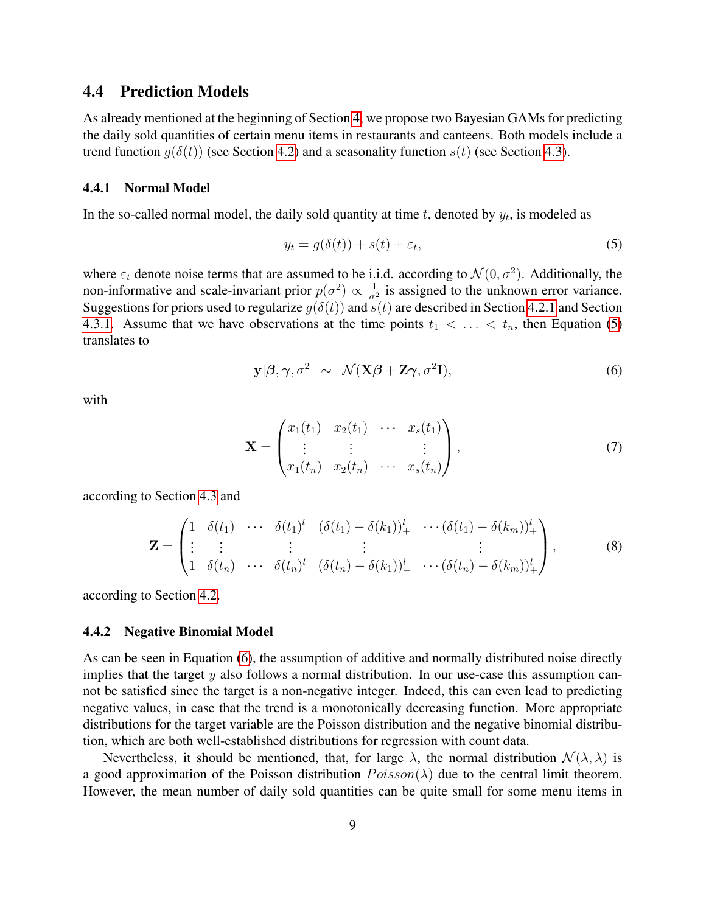### 4.4 Prediction Models

As already mentioned at the beginning of Section 4, we propose two Bayesian GAMs for predicting the daily sold quantities of certain menu items in restaurants and canteens. Both models include a trend function $g(\delta(t))$ (see Section 4.2) and a seasonality function $s(t)$ (see Section 4.3).

#### 4.4.1 Normal Model

In the so-called normal model, the daily sold quantity at time $t$, denoted by $y_t$, is modeled as

$$y_t = g(\delta(t)) + s(t) + \varepsilon_t, \tag{5}$$

where $\varepsilon_t$ denote noise terms that are assumed to be i.i.d. according to $\mathcal{N}(0, \sigma^2)$. Additionally, the non-informative and scale-invariant prior $p(\sigma^2) \propto \frac{1}{\sigma^2}$ is assigned to the unknown error variance. Suggestions for priors used to regularize $g(\delta(t))$ and $s(t)$ are described in Section 4.2.1 and Section 4.3.1. Assume that we have observations at the time points $t_1 < \ldots < t_n$, then Equation (5) translates to

$$\mathbf{y}|\boldsymbol{\beta}, \boldsymbol{\gamma}, \sigma^2 \;\sim\; \mathcal{N}(\mathbf{X}\boldsymbol{\beta} + \mathbf{Z}\boldsymbol{\gamma}, \sigma^2\mathbf{I}), \tag{6}$$

with

$$\mathbf{X} = \begin{pmatrix} x_1(t_1) & x_2(t_1) & \cdots & x_s(t_1) \\ \vdots & \vdots & & \vdots \\ x_1(t_n) & x_2(t_n) & \cdots & x_s(t_n) \end{pmatrix}, \tag{7}$$

according to Section 4.3 and

$$\mathbf{Z} = \begin{pmatrix} 1 & \delta(t_1) & \cdots & \delta(t_1)^l & (\delta(t_1) - \delta(k_1))_+^l & \cdots (\delta(t_1) - \delta(k_m))_+^l \\ \vdots & \vdots & & \vdots & \vdots & \vdots \\ 1 & \delta(t_n) & \cdots & \delta(t_n)^l & (\delta(t_n) - \delta(k_1))_+^l & \cdots (\delta(t_n) - \delta(k_m))_+^l \end{pmatrix}, \tag{8}$$

according to Section 4.2.

#### 4.4.2 Negative Binomial Model

As can be seen in Equation (6), the assumption of additive and normally distributed noise directly implies that the target $y$ also follows a normal distribution. In our use-case this assumption cannot be satisfied since the target is a non-negative integer. Indeed, this can even lead to predicting negative values, in case that the trend is a monotonically decreasing function. More appropriate distributions for the target variable are the Poisson distribution and the negative binomial distribution, which are both well-established distributions for regression with count data.

Nevertheless, it should be mentioned, that, for large $\lambda$, the normal distribution $\mathcal{N}(\lambda, \lambda)$ is a good approximation of the Poisson distribution $Poisson(\lambda)$ due to the central limit theorem. However, the mean number of daily sold quantities can be quite small for some menu items in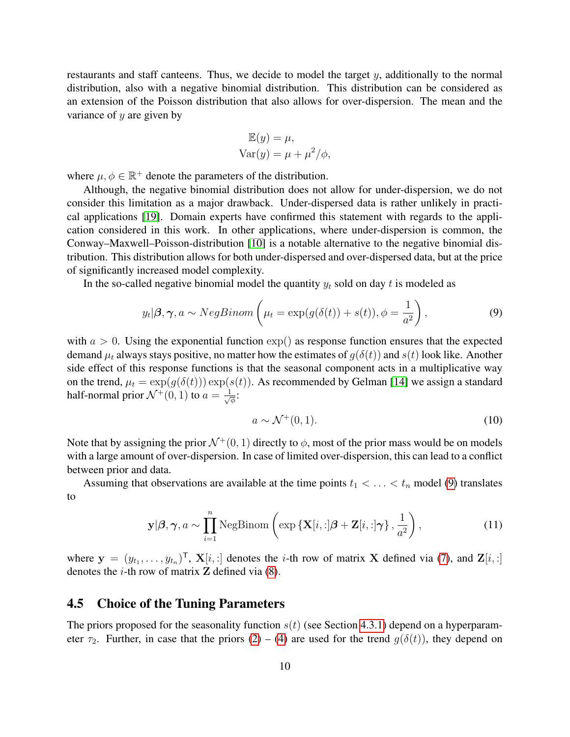restaurants and staff canteens. Thus, we decide to model the target $y$, additionally to the normal distribution, also with a negative binomial distribution. This distribution can be considered as an extension of the Poisson distribution that also allows for over-dispersion. The mean and the variance of $y$ are given by

$$\mathbb{E}(y) = \mu,$$
$$\mathrm{Var}(y) = \mu + \mu^2/\phi,$$

where $\mu, \phi \in \mathbb{R}^+$ denote the parameters of the distribution.

Although, the negative binomial distribution does not allow for under-dispersion, we do not consider this limitation as a major drawback. Under-dispersed data is rather unlikely in practical applications [19]. Domain experts have confirmed this statement with regards to the application considered in this work. In other applications, where under-dispersion is common, the Conway–Maxwell–Poisson-distribution [10] is a notable alternative to the negative binomial distribution. This distribution allows for both under-dispersed and over-dispersed data, but at the price of significantly increased model complexity.

In the so-called negative binomial model the quantity $y_t$ sold on day $t$ is modeled as

$$y_t|\boldsymbol{\beta}, \boldsymbol{\gamma}, a \sim NegBinom\left(\mu_t = \exp(g(\delta(t)) + s(t)), \phi = \frac{1}{a^2}\right), \tag{9}$$

with $a > 0$. Using the exponential function $\exp()$ as response function ensures that the expected demand $\mu_t$ always stays positive, no matter how the estimates of $g(\delta(t))$ and $s(t)$ look like. Another side effect of this response functions is that the seasonal component acts in a multiplicative way on the trend, $\mu_t = \exp(g(\delta(t))) \exp(s(t))$. As recommended by Gelman [14] we assign a standard half-normal prior $\mathcal{N}^+(0, 1)$ to $a = \frac{1}{\sqrt{\phi}}$:

$$a \sim \mathcal{N}^+(0, 1). \tag{10}$$

Note that by assigning the prior $\mathcal{N}^+(0, 1)$ directly to $\phi$, most of the prior mass would be on models with a large amount of over-dispersion. In case of limited over-dispersion, this can lead to a conflict between prior and data.

Assuming that observations are available at the time points $t_1 < \ldots < t_n$ model (9) translates to

$$\mathbf{y}|\boldsymbol{\beta}, \boldsymbol{\gamma}, a \sim \prod_{i=1}^{n} \mathrm{NegBinom}\left(\exp\left\{\mathbf{X}[i, :]\boldsymbol{\beta} + \mathbf{Z}[i, :]\boldsymbol{\gamma}\right\}, \frac{1}{a^2}\right), \tag{11}$$

where $\mathbf{y} = (y_{t_1}, \ldots, y_{t_n})^\intercal$, $\mathbf{X}[i, :]$ denotes the $i$-th row of matrix $\mathbf{X}$ defined via (7), and $\mathbf{Z}[i, :]$ denotes the $i$-th row of matrix $\mathbf{Z}$ defined via (8).

## 4.5 Choice of the Tuning Parameters

The priors proposed for the seasonality function $s(t)$ (see Section 4.3.1) depend on a hyperparameter $\tau_2$. Further, in case that the priors (2) – (4) are used for the trend $g(\delta(t))$, they depend on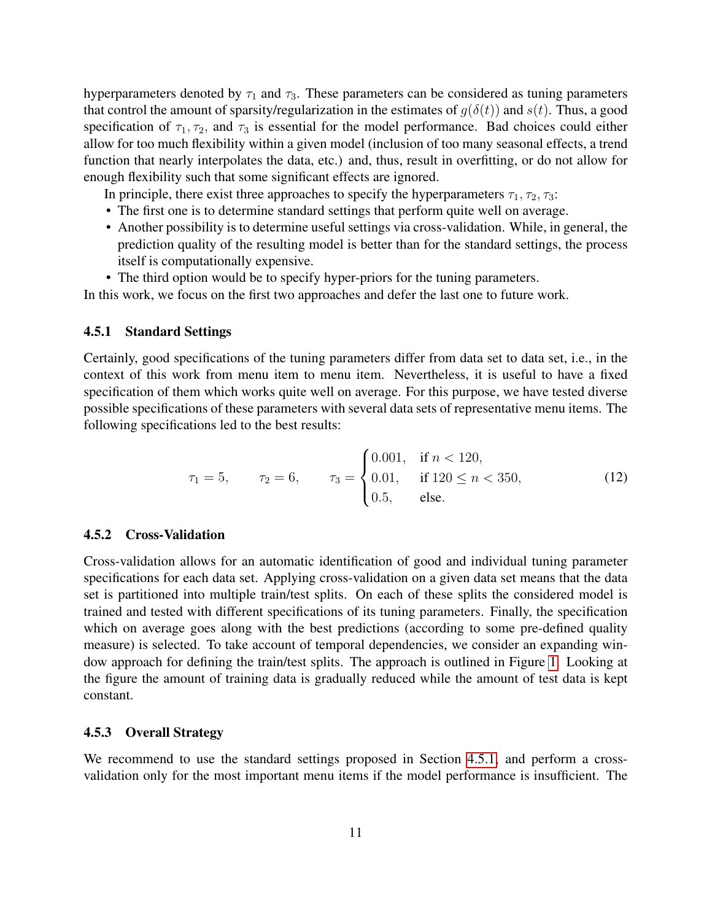hyperparameters denoted by $\tau_1$ and $\tau_3$. These parameters can be considered as tuning parameters that control the amount of sparsity/regularization in the estimates of $g(\delta(t))$ and $s(t)$. Thus, a good specification of $\tau_1, \tau_2,$ and $\tau_3$ is essential for the model performance. Bad choices could either allow for too much flexibility within a given model (inclusion of too many seasonal effects, a trend function that nearly interpolates the data, etc.) and, thus, result in overfitting, or do not allow for enough flexibility such that some significant effects are ignored.

In principle, there exist three approaches to specify the hyperparameters $\tau_1, \tau_2, \tau_3$:

- The first one is to determine standard settings that perform quite well on average.
- Another possibility is to determine useful settings via cross-validation. While, in general, the prediction quality of the resulting model is better than for the standard settings, the process itself is computationally expensive.
- The third option would be to specify hyper-priors for the tuning parameters.

In this work, we focus on the first two approaches and defer the last one to future work.

### 4.5.1 Standard Settings

Certainly, good specifications of the tuning parameters differ from data set to data set, i.e., in the context of this work from menu item to menu item. Nevertheless, it is useful to have a fixed specification of them which works quite well on average. For this purpose, we have tested diverse possible specifications of these parameters with several data sets of representative menu items. The following specifications led to the best results:

$$\tau_1 = 5, \qquad \tau_2 = 6, \qquad \tau_3 = \begin{cases} 0.001, & \text{if } n < 120, \\ 0.01, & \text{if } 120 \leq n < 350, \\ 0.5, & \text{else.} \end{cases} \tag{12}$$

### 4.5.2 Cross-Validation

Cross-validation allows for an automatic identification of good and individual tuning parameter specifications for each data set. Applying cross-validation on a given data set means that the data set is partitioned into multiple train/test splits. On each of these splits the considered model is trained and tested with different specifications of its tuning parameters. Finally, the specification which on average goes along with the best predictions (according to some pre-defined quality measure) is selected. To take account of temporal dependencies, we consider an expanding window approach for defining the train/test splits. The approach is outlined in Figure 1. Looking at the figure the amount of training data is gradually reduced while the amount of test data is kept constant.

### 4.5.3 Overall Strategy

We recommend to use the standard settings proposed in Section 4.5.1, and perform a cross-validation only for the most important menu items if the model performance is insufficient. The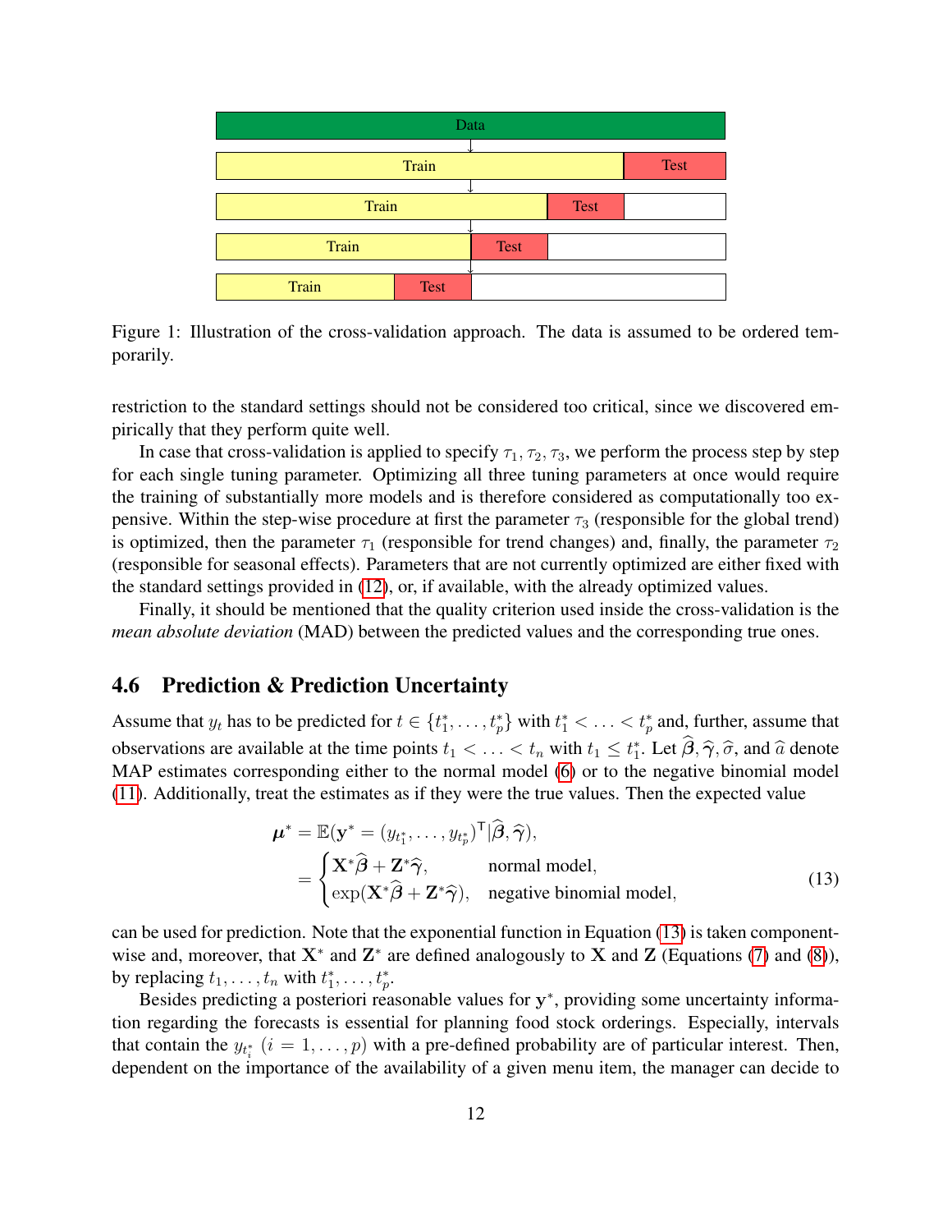Figure 1: Illustration of the cross-validation approach. The data is assumed to be ordered temporarily.

restriction to the standard settings should not be considered too critical, since we discovered empirically that they perform quite well.

In case that cross-validation is applied to specify $\tau_1, \tau_2, \tau_3$, we perform the process step by step for each single tuning parameter. Optimizing all three tuning parameters at once would require the training of substantially more models and is therefore considered as computationally too expensive. Within the step-wise procedure at first the parameter $\tau_3$ (responsible for the global trend) is optimized, then the parameter $\tau_1$ (responsible for trend changes) and, finally, the parameter $\tau_2$ (responsible for seasonal effects). Parameters that are not currently optimized are either fixed with the standard settings provided in (12), or, if available, with the already optimized values.

Finally, it should be mentioned that the quality criterion used inside the cross-validation is the *mean absolute deviation* (MAD) between the predicted values and the corresponding true ones.

## 4.6 Prediction & Prediction Uncertainty

Assume that $y_t$ has to be predicted for $t \in \{t_1^*, \ldots, t_p^*\}$ with $t_1^* < \ldots < t_p^*$ and, further, assume that observations are available at the time points $t_1 < \ldots < t_n$ with $t_1 \leq t_1^*$. Let $\widehat{\boldsymbol{\beta}}, \widehat{\boldsymbol{\gamma}}, \widehat{\sigma}$, and $\widehat{a}$ denote MAP estimates corresponding either to the normal model (6) or to the negative binomial model (11). Additionally, treat the estimates as if they were the true values. Then the expected value

$$
\begin{aligned}
\boldsymbol{\mu}^* &= \mathbb{E}(\mathbf{y}^* = (y_{t_1^*}, \ldots, y_{t_p^*})^\mathsf{T} | \widehat{\boldsymbol{\beta}}, \widehat{\boldsymbol{\gamma}}), \\
&= \begin{cases} \mathbf{X}^* \widehat{\boldsymbol{\beta}} + \mathbf{Z}^* \widehat{\boldsymbol{\gamma}}, & \text{normal model}, \\ \exp(\mathbf{X}^* \widehat{\boldsymbol{\beta}} + \mathbf{Z}^* \widehat{\boldsymbol{\gamma}}), & \text{negative binomial model}, \end{cases}
\end{aligned} \tag{13}
$$

can be used for prediction. Note that the exponential function in Equation (13) is taken component-wise and, moreover, that $\mathbf{X}^*$ and $\mathbf{Z}^*$ are defined analogously to $\mathbf{X}$ and $\mathbf{Z}$ (Equations (7) and (8)), by replacing $t_1, \ldots, t_n$ with $t_1^*, \ldots, t_p^*$.

Besides predicting a posteriori reasonable values for $\mathbf{y}^*$, providing some uncertainty information regarding the forecasts is essential for planning food stock orderings. Especially, intervals that contain the $y_{t_i^*}$ $(i = 1, \ldots, p)$ with a pre-defined probability are of particular interest. Then, dependent on the importance of the availability of a given menu item, the manager can decide to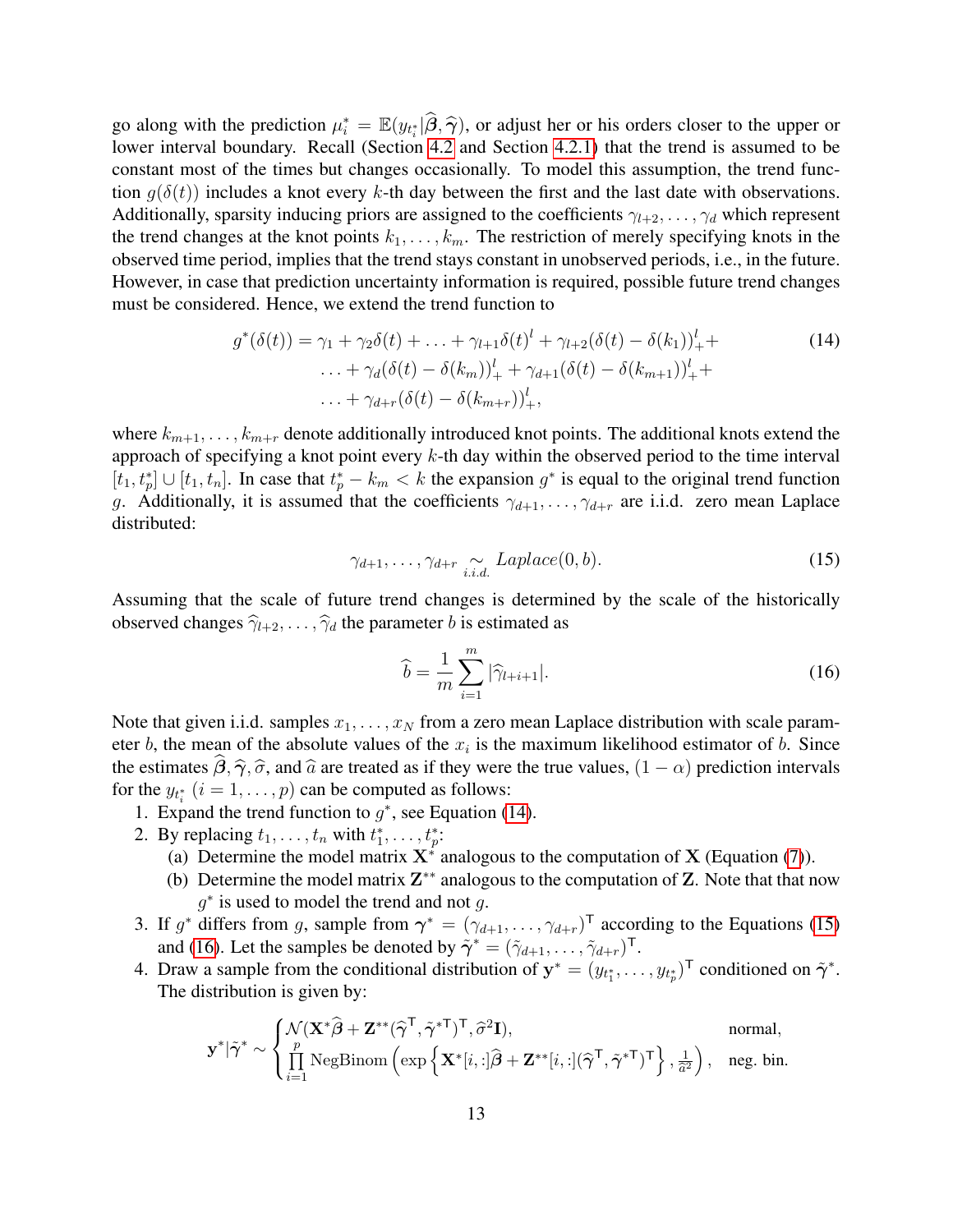go along with the prediction $\mu_i^* = \mathbb{E}(y_{t_i^*}|\widehat{\boldsymbol{\beta}}, \widehat{\boldsymbol{\gamma}})$, or adjust her or his orders closer to the upper or lower interval boundary. Recall (Section 4.2 and Section 4.2.1) that the trend is assumed to be constant most of the times but changes occasionally. To model this assumption, the trend function $g(\delta(t))$ includes a knot every $k$-th day between the first and the last date with observations. Additionally, sparsity inducing priors are assigned to the coefficients $\gamma_{l+2}, \ldots, \gamma_d$ which represent the trend changes at the knot points $k_1, \ldots, k_m$. The restriction of merely specifying knots in the observed time period, implies that the trend stays constant in unobserved periods, i.e., in the future. However, in case that prediction uncertainty information is required, possible future trend changes must be considered. Hence, we extend the trend function to

$$
\begin{aligned}
g^*(\delta(t)) = \gamma_1 + \gamma_2\delta(t) + \ldots + \gamma_{l+1}\delta(t)^l + \gamma_{l+2}(\delta(t) - \delta(k_1))_+^l + \\
\ldots + \gamma_d(\delta(t) - \delta(k_m))_+^l + \gamma_{d+1}(\delta(t) - \delta(k_{m+1}))_+^l + \\
\ldots + \gamma_{d+r}(\delta(t) - \delta(k_{m+r}))_+^l,
\end{aligned}
\tag{14}
$$

where $k_{m+1}, \ldots, k_{m+r}$ denote additionally introduced knot points. The additional knots extend the approach of specifying a knot point every $k$-th day within the observed period to the time interval $[t_1, t_p^*] \cup [t_1, t_n]$. In case that $t_p^* - k_m < k$ the expansion $g^*$ is equal to the original trend function $g$. Additionally, it is assumed that the coefficients $\gamma_{d+1}, \ldots, \gamma_{d+r}$ are i.i.d. zero mean Laplace distributed:

$$
\gamma_{d+1}, \ldots, \gamma_{d+r} \underset{i.i.d.}{\sim} Laplace(0, b). \tag{15}
$$

Assuming that the scale of future trend changes is determined by the scale of the historically observed changes $\widehat{\gamma}_{l+2}, \ldots, \widehat{\gamma}_d$ the parameter $b$ is estimated as

$$
\widehat{b} = \frac{1}{m}\sum_{i=1}^{m} |\widehat{\gamma}_{l+i+1}|. \tag{16}
$$

Note that given i.i.d. samples $x_1, \ldots, x_N$ from a zero mean Laplace distribution with scale parameter $b$, the mean of the absolute values of the $x_i$ is the maximum likelihood estimator of $b$. Since the estimates $\widehat{\boldsymbol{\beta}}, \widehat{\boldsymbol{\gamma}}, \widehat{\sigma}$, and $\widehat{a}$ are treated as if they were the true values, $(1-\alpha)$ prediction intervals for the $y_{t_i^*}$ $(i = 1, \ldots, p)$ can be computed as follows:

1. Expand the trend function to $g^*$, see Equation (14).
2. By replacing $t_1, \ldots, t_n$ with $t_1^*, \ldots, t_p^*$:
   (a) Determine the model matrix $\mathbf{X}^*$ analogous to the computation of $\mathbf{X}$ (Equation (7)).
   (b) Determine the model matrix $\mathbf{Z}^{**}$ analogous to the computation of $\mathbf{Z}$. Note that that now $g^*$ is used to model the trend and not $g$.
3. If $g^*$ differs from $g$, sample from $\boldsymbol{\gamma}^* = (\gamma_{d+1}, \ldots, \gamma_{d+r})^\mathsf{T}$ according to the Equations (15) and (16). Let the samples be denoted by $\tilde{\boldsymbol{\gamma}}^* = (\tilde{\gamma}_{d+1}, \ldots, \tilde{\gamma}_{d+r})^\mathsf{T}$.
4. Draw a sample from the conditional distribution of $\mathbf{y}^* = (y_{t_1^*}, \ldots, y_{t_p^*})^\mathsf{T}$ conditioned on $\tilde{\boldsymbol{\gamma}}^*$. The distribution is given by:

$$
\mathbf{y}^*|\tilde{\boldsymbol{\gamma}}^* \sim
\begin{cases}
\mathcal{N}(\mathbf{X}^*\widehat{\boldsymbol{\beta}} + \mathbf{Z}^{**}(\widehat{\boldsymbol{\gamma}}^\mathsf{T}, \tilde{\boldsymbol{\gamma}}^{*\mathsf{T}})^\mathsf{T}, \widehat{\sigma}^2\mathbf{I}), & \text{normal}, \\
\prod_{i=1}^{p} \text{NegBinom}\left(\exp\left\{\mathbf{X}^*[i,:]\widehat{\boldsymbol{\beta}} + \mathbf{Z}^{**}[i,:](\widehat{\boldsymbol{\gamma}}^\mathsf{T}, \tilde{\boldsymbol{\gamma}}^{*\mathsf{T}})^\mathsf{T}\right\}, \frac{1}{\widehat{a}^2}\right), & \text{neg. bin.}
\end{cases}
$$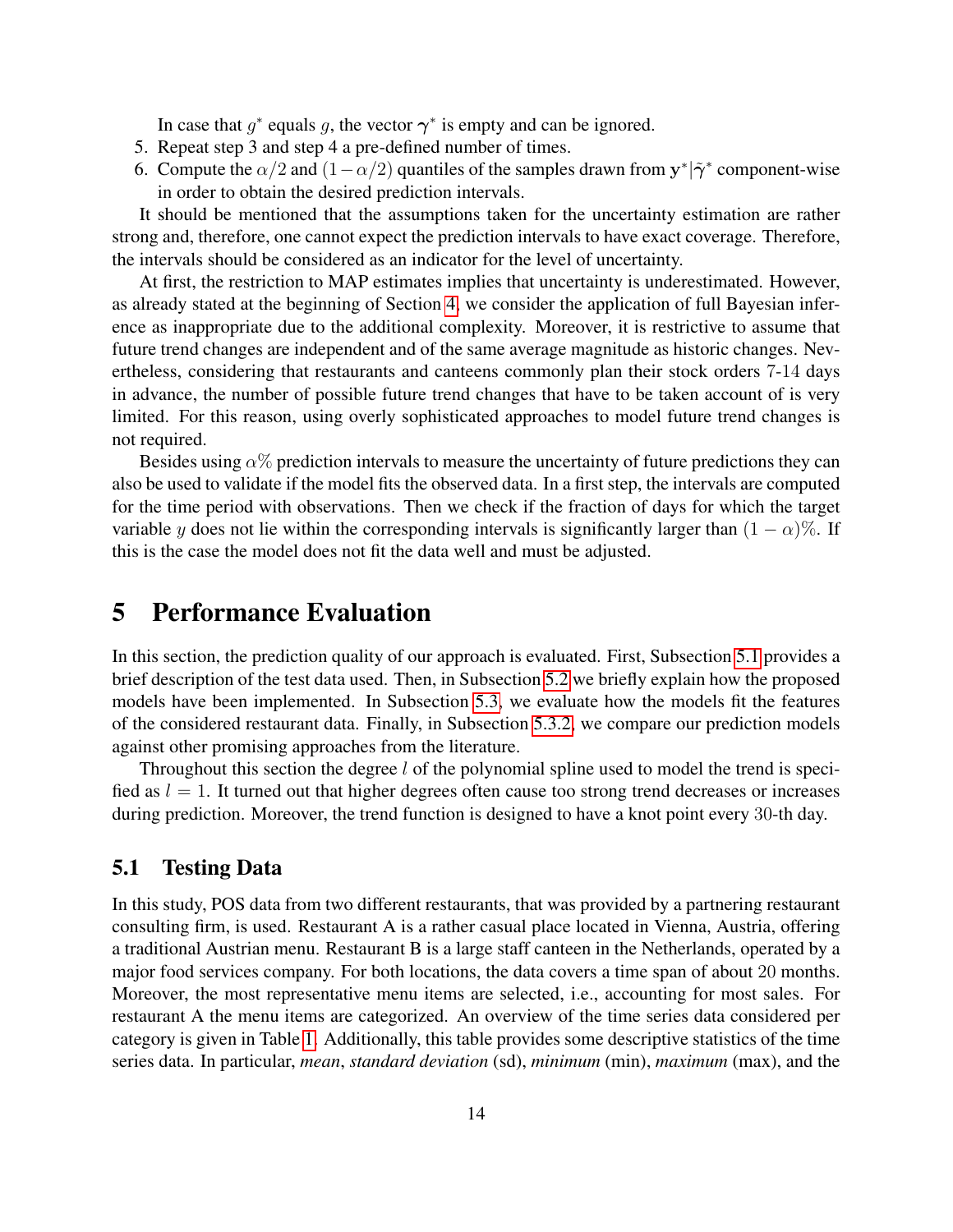In case that $g^*$ equals $g$, the vector $\boldsymbol{\gamma}^*$ is empty and can be ignored.

5. Repeat step 3 and step 4 a pre-defined number of times.
6. Compute the $\alpha/2$ and $(1-\alpha/2)$ quantiles of the samples drawn from $\mathbf{y}^*|\tilde{\boldsymbol{\gamma}}^*$ component-wise in order to obtain the desired prediction intervals.

It should be mentioned that the assumptions taken for the uncertainty estimation are rather strong and, therefore, one cannot expect the prediction intervals to have exact coverage. Therefore, the intervals should be considered as an indicator for the level of uncertainty.

At first, the restriction to MAP estimates implies that uncertainty is underestimated. However, as already stated at the beginning of Section 4, we consider the application of full Bayesian inference as inappropriate due to the additional complexity. Moreover, it is restrictive to assume that future trend changes are independent and of the same average magnitude as historic changes. Nevertheless, considering that restaurants and canteens commonly plan their stock orders 7-14 days in advance, the number of possible future trend changes that have to be taken account of is very limited. For this reason, using overly sophisticated approaches to model future trend changes is not required.

Besides using $\alpha\%$ prediction intervals to measure the uncertainty of future predictions they can also be used to validate if the model fits the observed data. In a first step, the intervals are computed for the time period with observations. Then we check if the fraction of days for which the target variable $y$ does not lie within the corresponding intervals is significantly larger than $(1-\alpha)\%$. If this is the case the model does not fit the data well and must be adjusted.

# 5 Performance Evaluation

In this section, the prediction quality of our approach is evaluated. First, Subsection 5.1 provides a brief description of the test data used. Then, in Subsection 5.2 we briefly explain how the proposed models have been implemented. In Subsection 5.3, we evaluate how the models fit the features of the considered restaurant data. Finally, in Subsection 5.3.2, we compare our prediction models against other promising approaches from the literature.

Throughout this section the degree $l$ of the polynomial spline used to model the trend is specified as $l = 1$. It turned out that higher degrees often cause too strong trend decreases or increases during prediction. Moreover, the trend function is designed to have a knot point every 30-th day.

## 5.1 Testing Data

In this study, POS data from two different restaurants, that was provided by a partnering restaurant consulting firm, is used. Restaurant A is a rather casual place located in Vienna, Austria, offering a traditional Austrian menu. Restaurant B is a large staff canteen in the Netherlands, operated by a major food services company. For both locations, the data covers a time span of about 20 months. Moreover, the most representative menu items are selected, i.e., accounting for most sales. For restaurant A the menu items are categorized. An overview of the time series data considered per category is given in Table 1. Additionally, this table provides some descriptive statistics of the time series data. In particular, *mean*, *standard deviation* (sd), *minimum* (min), *maximum* (max), and the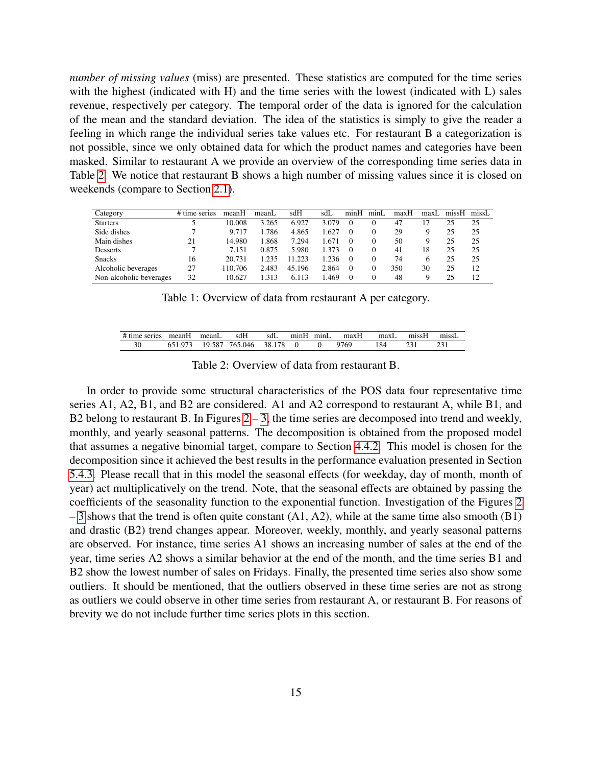*number of missing values* (miss) are presented. These statistics are computed for the time series with the highest (indicated with H) and the time series with the lowest (indicated with L) sales revenue, respectively per category. The temporal order of the data is ignored for the calculation of the mean and the standard deviation. The idea of the statistics is simply to give the reader a feeling in which range the individual series take values etc. For restaurant B a categorization is not possible, since we only obtained data for which the product names and categories have been masked. Similar to restaurant A we provide an overview of the corresponding time series data in Table 2. We notice that restaurant B shows a high number of missing values since it is closed on weekends (compare to Section 2.1).

| Category | # time series | meanH | meanL | sdH | sdL | minH | minL | maxH | maxL | missH | missL |
|---|---|---|---|---|---|---|---|---|---|---|---|
| Starters | 5 | 10.008 | 3.265 | 6.927 | 3.079 | 0 | 0 | 47 | 17 | 25 | 25 |
| Side dishes | 7 | 9.717 | 1.786 | 4.865 | 1.627 | 0 | 0 | 29 | 9 | 25 | 25 |
| Main dishes | 21 | 14.980 | 1.868 | 7.294 | 1.671 | 0 | 0 | 50 | 9 | 25 | 25 |
| Desserts | 7 | 7.151 | 0.875 | 5.980 | 1.373 | 0 | 0 | 41 | 18 | 25 | 25 |
| Snacks | 16 | 20.731 | 1.235 | 11.223 | 1.236 | 0 | 0 | 74 | 6 | 25 | 25 |
| Alcoholic beverages | 27 | 110.706 | 2.483 | 45.196 | 2.864 | 0 | 0 | 350 | 30 | 25 | 12 |
| Non-alcoholic beverages | 32 | 10.627 | 1.313 | 6.113 | 1.469 | 0 | 0 | 48 | 9 | 25 | 12 |

Table 1: Overview of data from restaurant A per category.

| # time series | meanH | meanL | sdH | sdL | minH | minL | maxH | maxL | missH | missL |
|---|---|---|---|---|---|---|---|---|---|---|
| 30 | 651.973 | 19.587 | 765.046 | 38.178 | 0 | 0 | 9769 | 184 | 231 | 231 |

Table 2: Overview of data from restaurant B.

In order to provide some structural characteristics of the POS data four representative time series A1, A2, B1, and B2 are considered. A1 and A2 correspond to restaurant A, while B1, and B2 belong to restaurant B. In Figures 2 – 3, the time series are decomposed into trend and weekly, monthly, and yearly seasonal patterns. The decomposition is obtained from the proposed model that assumes a negative binomial target, compare to Section 4.4.2. This model is chosen for the decomposition since it achieved the best results in the performance evaluation presented in Section 5.4.3. Please recall that in this model the seasonal effects (for weekday, day of month, month of year) act multiplicatively on the trend. Note, that the seasonal effects are obtained by passing the coefficients of the seasonality function to the exponential function. Investigation of the Figures 2 – 3 shows that the trend is often quite constant (A1, A2), while at the same time also smooth (B1) and drastic (B2) trend changes appear. Moreover, weekly, monthly, and yearly seasonal patterns are observed. For instance, time series A1 shows an increasing number of sales at the end of the year, time series A2 shows a similar behavior at the end of the month, and the time series B1 and B2 show the lowest number of sales on Fridays. Finally, the presented time series also show some outliers. It should be mentioned, that the outliers observed in these time series are not as strong as outliers we could observe in other time series from restaurant A, or restaurant B. For reasons of brevity we do not include further time series plots in this section.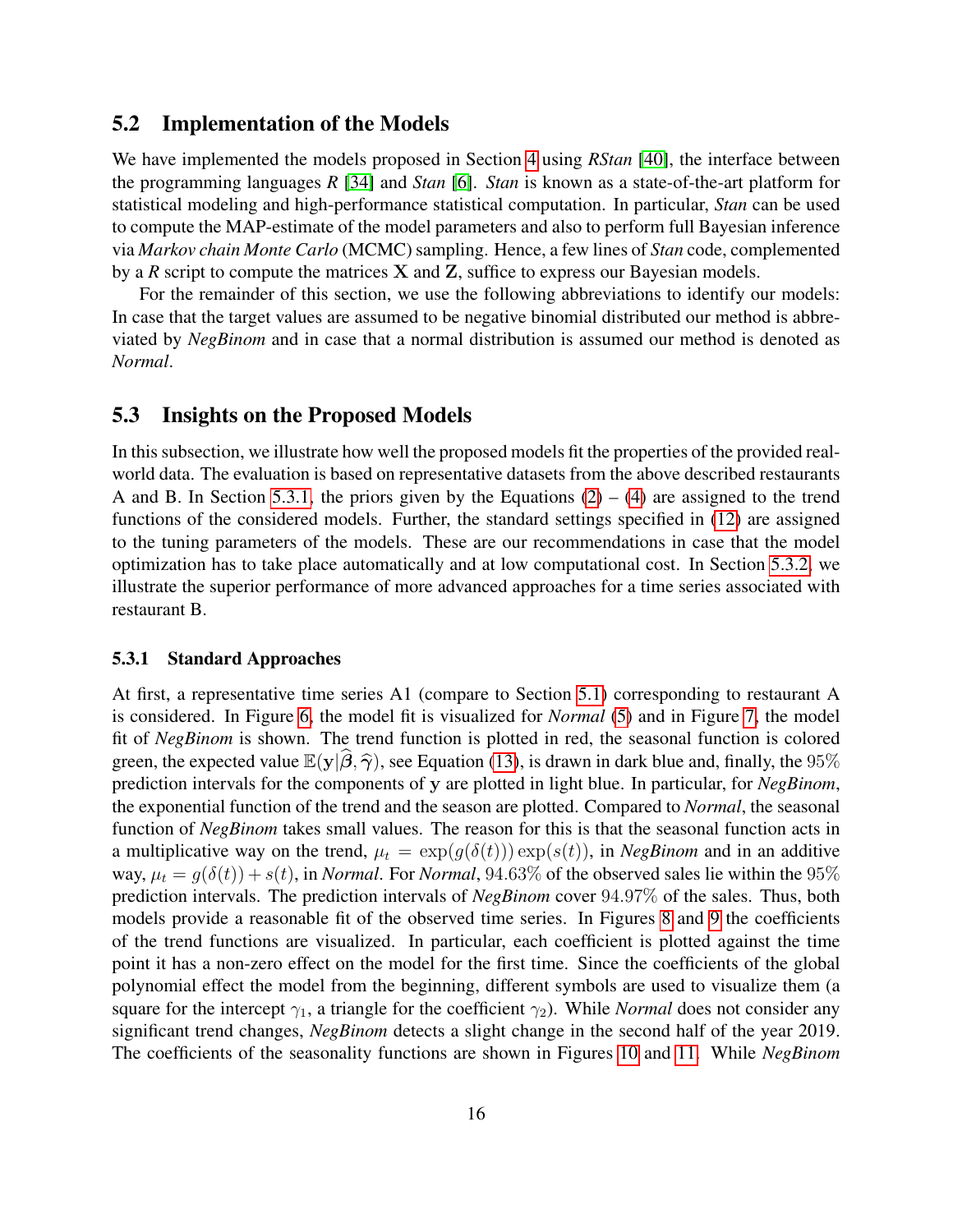## 5.2 Implementation of the Models

We have implemented the models proposed in Section 4 using *RStan* [40], the interface between the programming languages *R* [34] and *Stan* [6]. *Stan* is known as a state-of-the-art platform for statistical modeling and high-performance statistical computation. In particular, *Stan* can be used to compute the MAP-estimate of the model parameters and also to perform full Bayesian inference via *Markov chain Monte Carlo* (MCMC) sampling. Hence, a few lines of *Stan* code, complemented by a *R* script to compute the matrices $\mathbf{X}$ and $\mathbf{Z}$, suffice to express our Bayesian models.

For the remainder of this section, we use the following abbreviations to identify our models: In case that the target values are assumed to be negative binomial distributed our method is abbreviated by *NegBinom* and in case that a normal distribution is assumed our method is denoted as *Normal*.

## 5.3 Insights on the Proposed Models

In this subsection, we illustrate how well the proposed models fit the properties of the provided real-world data. The evaluation is based on representative datasets from the above described restaurants A and B. In Section 5.3.1, the priors given by the Equations (2) – (4) are assigned to the trend functions of the considered models. Further, the standard settings specified in (12) are assigned to the tuning parameters of the models. These are our recommendations in case that the model optimization has to take place automatically and at low computational cost. In Section 5.3.2, we illustrate the superior performance of more advanced approaches for a time series associated with restaurant B.

### 5.3.1 Standard Approaches

At first, a representative time series A1 (compare to Section 5.1) corresponding to restaurant A is considered. In Figure 6, the model fit is visualized for *Normal* (5) and in Figure 7, the model fit of *NegBinom* is shown. The trend function is plotted in red, the seasonal function is colored green, the expected value $\mathbb{E}(\mathbf{y}|\widehat{\boldsymbol{\beta}}, \widehat{\boldsymbol{\gamma}})$, see Equation (13), is drawn in dark blue and, finally, the $95\%$ prediction intervals for the components of $\mathbf{y}$ are plotted in light blue. In particular, for *NegBinom*, the exponential function of the trend and the season are plotted. Compared to *Normal*, the seasonal function of *NegBinom* takes small values. The reason for this is that the seasonal function acts in a multiplicative way on the trend, $\mu_t = \exp(g(\delta(t)))\exp(s(t))$, in *NegBinom* and in an additive way, $\mu_t = g(\delta(t)) + s(t)$, in *Normal*. For *Normal*, $94.63\%$ of the observed sales lie within the $95\%$ prediction intervals. The prediction intervals of *NegBinom* cover $94.97\%$ of the sales. Thus, both models provide a reasonable fit of the observed time series. In Figures 8 and 9 the coefficients of the trend functions are visualized. In particular, each coefficient is plotted against the time point it has a non-zero effect on the model for the first time. Since the coefficients of the global polynomial effect the model from the beginning, different symbols are used to visualize them (a square for the intercept $\gamma_1$, a triangle for the coefficient $\gamma_2$). While *Normal* does not consider any significant trend changes, *NegBinom* detects a slight change in the second half of the year 2019. The coefficients of the seasonality functions are shown in Figures 10 and 11. While *NegBinom*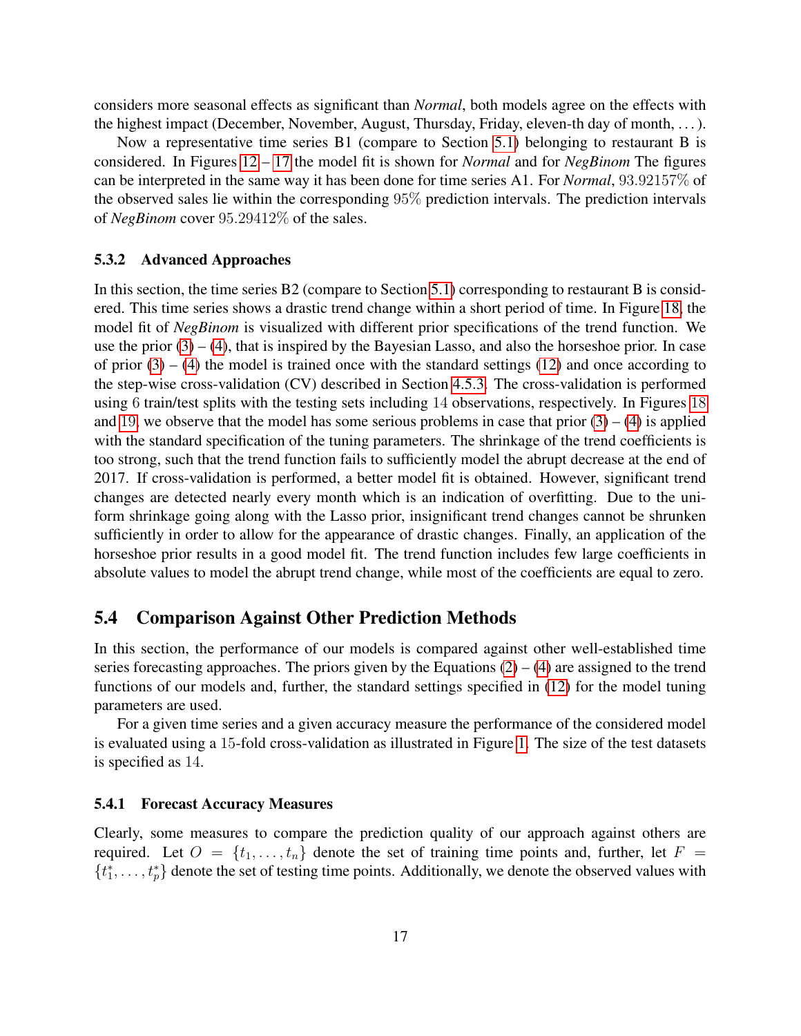considers more seasonal effects as significant than *Normal*, both models agree on the effects with the highest impact (December, November, August, Thursday, Friday, eleven-th day of month, ...).

Now a representative time series B1 (compare to Section 5.1) belonging to restaurant B is considered. In Figures 12 – 17 the model fit is shown for *Normal* and for *NegBinom* The figures can be interpreted in the same way it has been done for time series A1. For *Normal*, $93.92157\%$ of the observed sales lie within the corresponding $95\%$ prediction intervals. The prediction intervals of *NegBinom* cover $95.29412\%$ of the sales.

### 5.3.2 Advanced Approaches

In this section, the time series B2 (compare to Section 5.1) corresponding to restaurant B is considered. This time series shows a drastic trend change within a short period of time. In Figure 18, the model fit of *NegBinom* is visualized with different prior specifications of the trend function. We use the prior (3) – (4), that is inspired by the Bayesian Lasso, and also the horseshoe prior. In case of prior (3) – (4) the model is trained once with the standard settings (12) and once according to the step-wise cross-validation (CV) described in Section 4.5.3. The cross-validation is performed using 6 train/test splits with the testing sets including 14 observations, respectively. In Figures 18 and 19, we observe that the model has some serious problems in case that prior (3) – (4) is applied with the standard specification of the tuning parameters. The shrinkage of the trend coefficients is too strong, such that the trend function fails to sufficiently model the abrupt decrease at the end of 2017. If cross-validation is performed, a better model fit is obtained. However, significant trend changes are detected nearly every month which is an indication of overfitting. Due to the uniform shrinkage going along with the Lasso prior, insignificant trend changes cannot be shrunken sufficiently in order to allow for the appearance of drastic changes. Finally, an application of the horseshoe prior results in a good model fit. The trend function includes few large coefficients in absolute values to model the abrupt trend change, while most of the coefficients are equal to zero.

## 5.4 Comparison Against Other Prediction Methods

In this section, the performance of our models is compared against other well-established time series forecasting approaches. The priors given by the Equations (2) – (4) are assigned to the trend functions of our models and, further, the standard settings specified in (12) for the model tuning parameters are used.

For a given time series and a given accuracy measure the performance of the considered model is evaluated using a 15-fold cross-validation as illustrated in Figure 1. The size of the test datasets is specified as 14.

### 5.4.1 Forecast Accuracy Measures

Clearly, some measures to compare the prediction quality of our approach against others are required. Let $O = \{t_1, \ldots, t_n\}$ denote the set of training time points and, further, let $F = \{t_1^*, \ldots, t_p^*\}$ denote the set of testing time points. Additionally, we denote the observed values with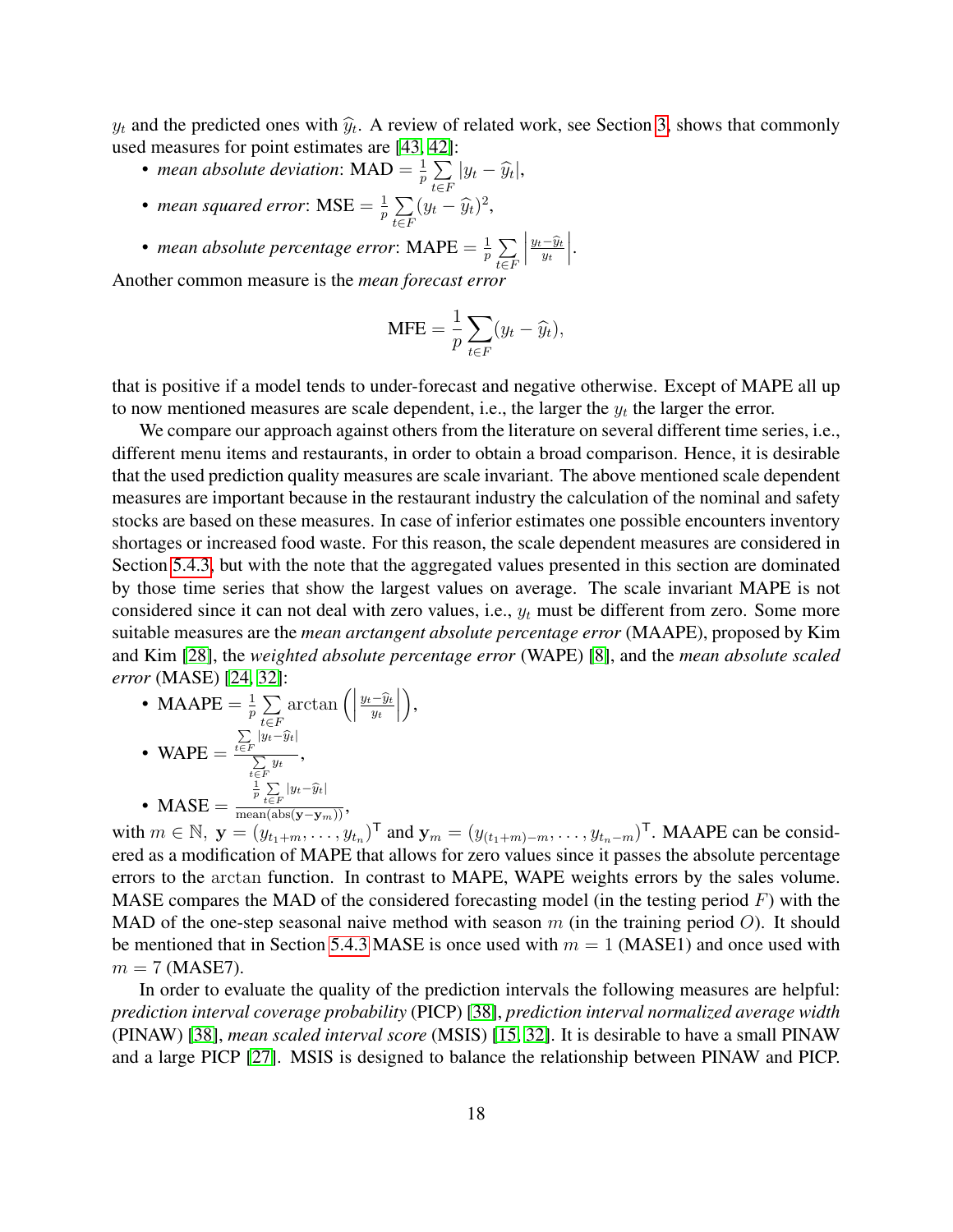$y_t$ and the predicted ones with $\widehat{y}_t$. A review of related work, see Section 3, shows that commonly used measures for point estimates are [43, 42]:

- *mean absolute deviation*: $\text{MAD} = \frac{1}{p} \sum\limits_{t \in F} |y_t - \widehat{y}_t|$,
- *mean squared error*: $\text{MSE} = \frac{1}{p} \sum\limits_{t \in F} (y_t - \widehat{y}_t)^2$,
- *mean absolute percentage error*: $\text{MAPE} = \frac{1}{p} \sum\limits_{t \in F} \left| \frac{y_t - \widehat{y}_t}{y_t} \right|$.

Another common measure is the *mean forecast error*

$$\text{MFE} = \frac{1}{p} \sum_{t \in F} (y_t - \widehat{y}_t),$$

that is positive if a model tends to under-forecast and negative otherwise. Except of MAPE all up to now mentioned measures are scale dependent, i.e., the larger the $y_t$ the larger the error.

We compare our approach against others from the literature on several different time series, i.e., different menu items and restaurants, in order to obtain a broad comparison. Hence, it is desirable that the used prediction quality measures are scale invariant. The above mentioned scale dependent measures are important because in the restaurant industry the calculation of the nominal and safety stocks are based on these measures. In case of inferior estimates one possible encounters inventory shortages or increased food waste. For this reason, the scale dependent measures are considered in Section 5.4.3, but with the note that the aggregated values presented in this section are dominated by those time series that show the largest values on average. The scale invariant MAPE is not considered since it can not deal with zero values, i.e., $y_t$ must be different from zero. Some more suitable measures are the *mean arctangent absolute percentage error* (MAAPE), proposed by Kim and Kim [28], the *weighted absolute percentage error* (WAPE) [8], and the *mean absolute scaled error* (MASE) [24, 32]:

- $\text{MAAPE} = \frac{1}{p} \sum\limits_{t \in F} \arctan \left( \left| \frac{y_t - \widehat{y}_t}{y_t} \right| \right)$,
- $\text{WAPE} = \frac{\sum\limits_{t \in F} |y_t - \widehat{y}_t|}{\sum\limits_{t \in F} y_t}$,
- $\text{MASE} = \frac{\frac{1}{p} \sum\limits_{t \in F} |y_t - \widehat{y}_t|}{\text{mean}(\text{abs}(\mathbf{y} - \mathbf{y}_m))}$,

with $m \in \mathbb{N}$, $\mathbf{y} = (y_{t_1+m}, \dots, y_{t_n})^\mathsf{T}$ and $\mathbf{y}_m = (y_{(t_1+m)-m}, \dots, y_{t_n-m})^\mathsf{T}$. MAAPE can be considered as a modification of MAPE that allows for zero values since it passes the absolute percentage errors to the $\arctan$ function. In contrast to MAPE, WAPE weights errors by the sales volume. MASE compares the MAD of the considered forecasting model (in the testing period $F$) with the MAD of the one-step seasonal naive method with season $m$ (in the training period $O$). It should be mentioned that in Section 5.4.3 MASE is once used with $m = 1$ (MASE1) and once used with $m = 7$ (MASE7).

In order to evaluate the quality of the prediction intervals the following measures are helpful: *prediction interval coverage probability* (PICP) [38], *prediction interval normalized average width* (PINAW) [38], *mean scaled interval score* (MSIS) [15, 32]. It is desirable to have a small PINAW and a large PICP [27]. MSIS is designed to balance the relationship between PINAW and PICP.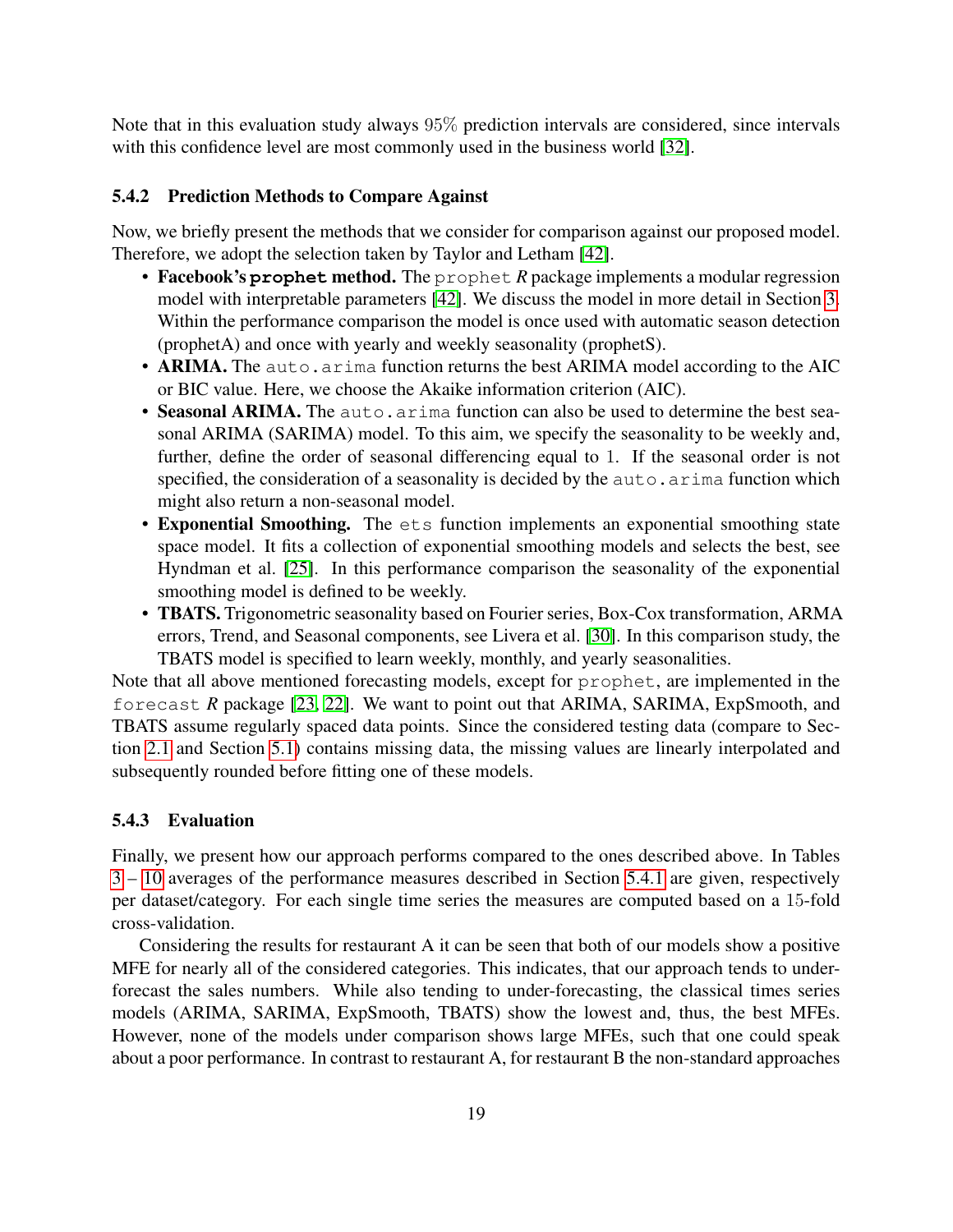Note that in this evaluation study always $95\%$ prediction intervals are considered, since intervals with this confidence level are most commonly used in the business world [32].

### 5.4.2 Prediction Methods to Compare Against

Now, we briefly present the methods that we consider for comparison against our proposed model. Therefore, we adopt the selection taken by Taylor and Letham [42].

- **Facebook's `prophet` method.** The `prophet` *R* package implements a modular regression model with interpretable parameters [42]. We discuss the model in more detail in Section 3. Within the performance comparison the model is once used with automatic season detection (prophetA) and once with yearly and weekly seasonality (prophetS).
- **ARIMA.** The `auto.arima` function returns the best ARIMA model according to the AIC or BIC value. Here, we choose the Akaike information criterion (AIC).
- **Seasonal ARIMA.** The `auto.arima` function can also be used to determine the best seasonal ARIMA (SARIMA) model. To this aim, we specify the seasonality to be weekly and, further, define the order of seasonal differencing equal to 1. If the seasonal order is not specified, the consideration of a seasonality is decided by the `auto.arima` function which might also return a non-seasonal model.
- **Exponential Smoothing.** The `ets` function implements an exponential smoothing state space model. It fits a collection of exponential smoothing models and selects the best, see Hyndman et al. [25]. In this performance comparison the seasonality of the exponential smoothing model is defined to be weekly.
- **TBATS.** Trigonometric seasonality based on Fourier series, Box-Cox transformation, ARMA errors, Trend, and Seasonal components, see Livera et al. [30]. In this comparison study, the TBATS model is specified to learn weekly, monthly, and yearly seasonalities.

Note that all above mentioned forecasting models, except for `prophet`, are implemented in the `forecast` *R* package [23, 22]. We want to point out that ARIMA, SARIMA, ExpSmooth, and TBATS assume regularly spaced data points. Since the considered testing data (compare to Section 2.1 and Section 5.1) contains missing data, the missing values are linearly interpolated and subsequently rounded before fitting one of these models.

### 5.4.3 Evaluation

Finally, we present how our approach performs compared to the ones described above. In Tables 3 – 10 averages of the performance measures described in Section 5.4.1 are given, respectively per dataset/category. For each single time series the measures are computed based on a 15-fold cross-validation.

Considering the results for restaurant A it can be seen that both of our models show a positive MFE for nearly all of the considered categories. This indicates, that our approach tends to under-forecast the sales numbers. While also tending to under-forecasting, the classical times series models (ARIMA, SARIMA, ExpSmooth, TBATS) show the lowest and, thus, the best MFEs. However, none of the models under comparison shows large MFEs, such that one could speak about a poor performance. In contrast to restaurant A, for restaurant B the non-standard approaches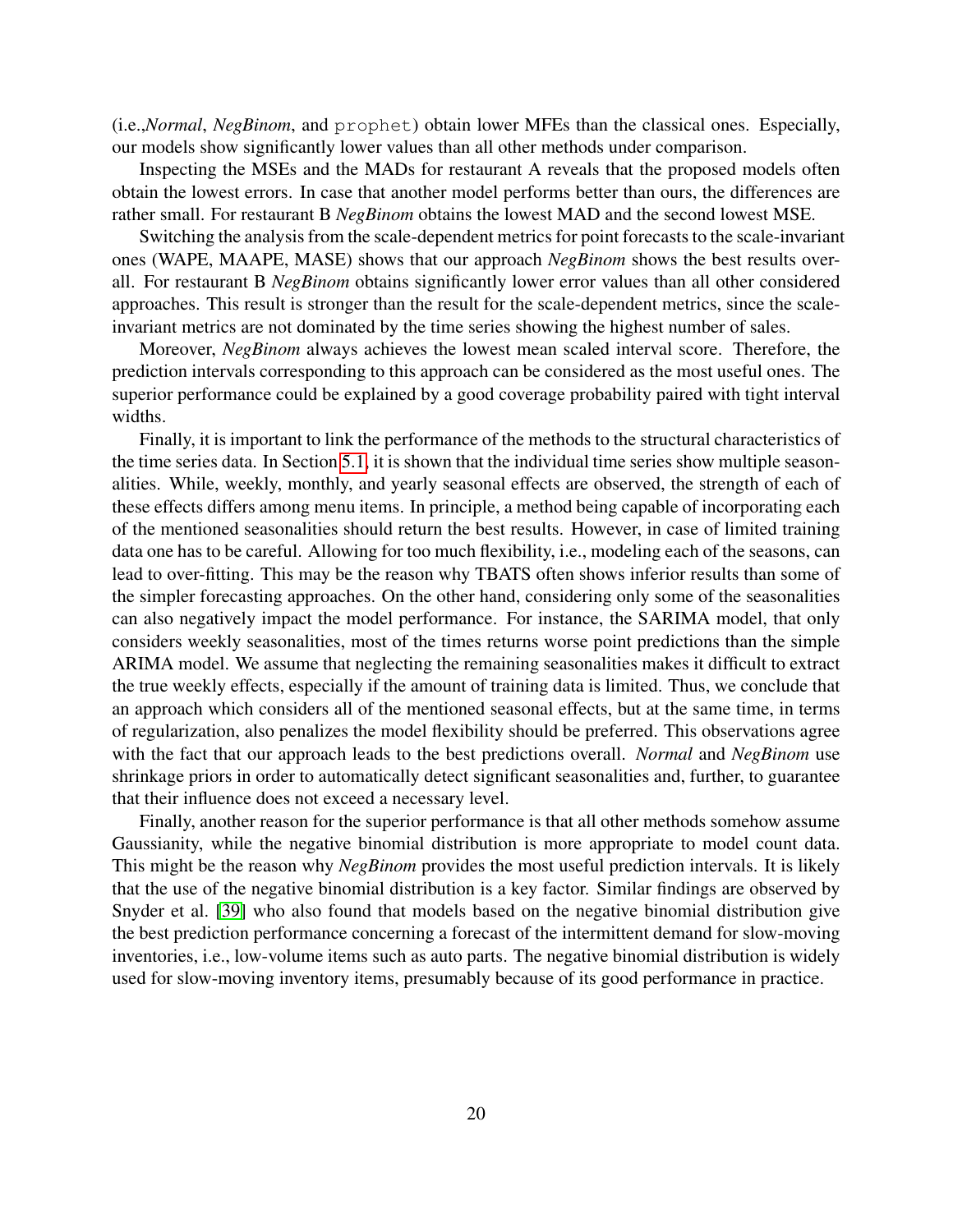(i.e.,*Normal*, *NegBinom*, and `prophet`) obtain lower MFEs than the classical ones. Especially, our models show significantly lower values than all other methods under comparison.

Inspecting the MSEs and the MADs for restaurant A reveals that the proposed models often obtain the lowest errors. In case that another model performs better than ours, the differences are rather small. For restaurant B *NegBinom* obtains the lowest MAD and the second lowest MSE.

Switching the analysis from the scale-dependent metrics for point forecasts to the scale-invariant ones (WAPE, MAAPE, MASE) shows that our approach *NegBinom* shows the best results overall. For restaurant B *NegBinom* obtains significantly lower error values than all other considered approaches. This result is stronger than the result for the scale-dependent metrics, since the scale-invariant metrics are not dominated by the time series showing the highest number of sales.

Moreover, *NegBinom* always achieves the lowest mean scaled interval score. Therefore, the prediction intervals corresponding to this approach can be considered as the most useful ones. The superior performance could be explained by a good coverage probability paired with tight interval widths.

Finally, it is important to link the performance of the methods to the structural characteristics of the time series data. In Section 5.1, it is shown that the individual time series show multiple seasonalities. While, weekly, monthly, and yearly seasonal effects are observed, the strength of each of these effects differs among menu items. In principle, a method being capable of incorporating each of the mentioned seasonalities should return the best results. However, in case of limited training data one has to be careful. Allowing for too much flexibility, i.e., modeling each of the seasons, can lead to over-fitting. This may be the reason why TBATS often shows inferior results than some of the simpler forecasting approaches. On the other hand, considering only some of the seasonalities can also negatively impact the model performance. For instance, the SARIMA model, that only considers weekly seasonalities, most of the times returns worse point predictions than the simple ARIMA model. We assume that neglecting the remaining seasonalities makes it difficult to extract the true weekly effects, especially if the amount of training data is limited. Thus, we conclude that an approach which considers all of the mentioned seasonal effects, but at the same time, in terms of regularization, also penalizes the model flexibility should be preferred. This observations agree with the fact that our approach leads to the best predictions overall. *Normal* and *NegBinom* use shrinkage priors in order to automatically detect significant seasonalities and, further, to guarantee that their influence does not exceed a necessary level.

Finally, another reason for the superior performance is that all other methods somehow assume Gaussianity, while the negative binomial distribution is more appropriate to model count data. This might be the reason why *NegBinom* provides the most useful prediction intervals. It is likely that the use of the negative binomial distribution is a key factor. Similar findings are observed by Snyder et al. [39] who also found that models based on the negative binomial distribution give the best prediction performance concerning a forecast of the intermittent demand for slow-moving inventories, i.e., low-volume items such as auto parts. The negative binomial distribution is widely used for slow-moving inventory items, presumably because of its good performance in practice.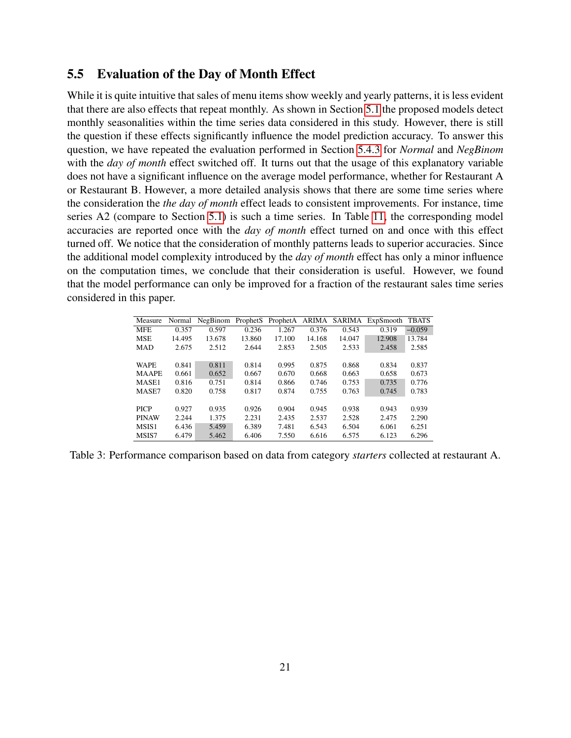## 5.5 Evaluation of the Day of Month Effect

While it is quite intuitive that sales of menu items show weekly and yearly patterns, it is less evident that there are also effects that repeat monthly. As shown in Section 5.1 the proposed models detect monthly seasonalities within the time series data considered in this study. However, there is still the question if these effects significantly influence the model prediction accuracy. To answer this question, we have repeated the evaluation performed in Section 5.4.3 for *Normal* and *NegBinom* with the *day of month* effect switched off. It turns out that the usage of this explanatory variable does not have a significant influence on the average model performance, whether for Restaurant A or Restaurant B. However, a more detailed analysis shows that there are some time series where the consideration the *the day of month* effect leads to consistent improvements. For instance, time series A2 (compare to Section 5.1) is such a time series. In Table 11, the corresponding model accuracies are reported once with the *day of month* effect turned on and once with this effect turned off. We notice that the consideration of monthly patterns leads to superior accuracies. Since the additional model complexity introduced by the *day of month* effect has only a minor influence on the computation times, we conclude that their consideration is useful. However, we found that the model performance can only be improved for a fraction of the restaurant sales time series considered in this paper.

| Measure | Normal | NegBinom | ProphetS | ProphetA | ARIMA | SARIMA | ExpSmooth | TBATS |
|---|---|---|---|---|---|---|---|---|
| MFE | 0.357 | 0.597 | 0.236 | 1.267 | 0.376 | 0.543 | 0.319 | −0.059 |
| MSE | 14.495 | 13.678 | 13.860 | 17.100 | 14.168 | 14.047 | 12.908 | 13.784 |
| MAD | 2.675 | 2.512 | 2.644 | 2.853 | 2.505 | 2.533 | 2.458 | 2.585 |
| WAPE | 0.841 | 0.811 | 0.814 | 0.995 | 0.875 | 0.868 | 0.834 | 0.837 |
| MAAPE | 0.661 | 0.652 | 0.667 | 0.670 | 0.668 | 0.663 | 0.658 | 0.673 |
| MASE1 | 0.816 | 0.751 | 0.814 | 0.866 | 0.746 | 0.753 | 0.735 | 0.776 |
| MASE7 | 0.820 | 0.758 | 0.817 | 0.874 | 0.755 | 0.763 | 0.745 | 0.783 |
| PICP | 0.927 | 0.935 | 0.926 | 0.904 | 0.945 | 0.938 | 0.943 | 0.939 |
| PINAW | 2.244 | 1.375 | 2.231 | 2.435 | 2.537 | 2.528 | 2.475 | 2.290 |
| MSIS1 | 6.436 | 5.459 | 6.389 | 7.481 | 6.543 | 6.504 | 6.061 | 6.251 |
| MSIS7 | 6.479 | 5.462 | 6.406 | 7.550 | 6.616 | 6.575 | 6.123 | 6.296 |

Table 3: Performance comparison based on data from category *starters* collected at restaurant A.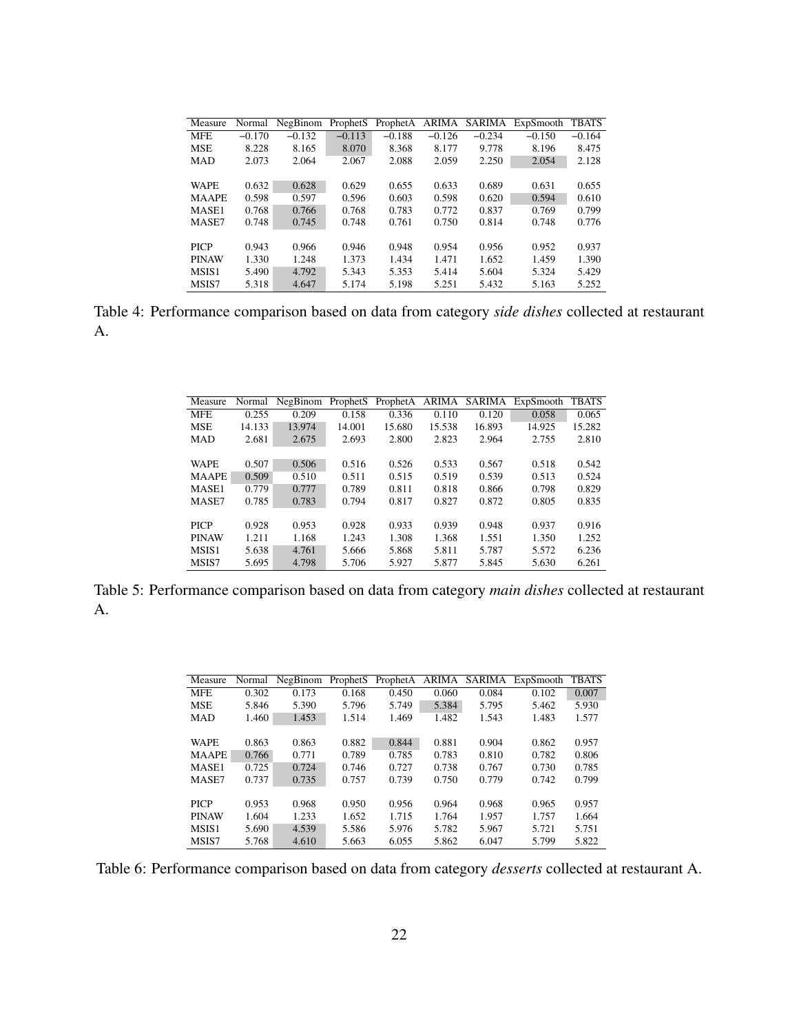| Measure | Normal | NegBinom | ProphetS | ProphetA | ARIMA | SARIMA | ExpSmooth | TBATS |
|---|---|---|---|---|---|---|---|---|
| MFE | −0.170 | −0.132 | −0.113 | −0.188 | −0.126 | −0.234 | −0.150 | −0.164 |
| MSE | 8.228 | 8.165 | 8.070 | 8.368 | 8.177 | 9.778 | 8.196 | 8.475 |
| MAD | 2.073 | 2.064 | 2.067 | 2.088 | 2.059 | 2.250 | 2.054 | 2.128 |
| | | | | | | | | |
| WAPE | 0.632 | 0.628 | 0.629 | 0.655 | 0.633 | 0.689 | 0.631 | 0.655 |
| MAAPE | 0.598 | 0.597 | 0.596 | 0.603 | 0.598 | 0.620 | 0.594 | 0.610 |
| MASE1 | 0.768 | 0.766 | 0.768 | 0.783 | 0.772 | 0.837 | 0.769 | 0.799 |
| MASE7 | 0.748 | 0.745 | 0.748 | 0.761 | 0.750 | 0.814 | 0.748 | 0.776 |
| | | | | | | | | |
| PICP | 0.943 | 0.966 | 0.946 | 0.948 | 0.954 | 0.956 | 0.952 | 0.937 |
| PINAW | 1.330 | 1.248 | 1.373 | 1.434 | 1.471 | 1.652 | 1.459 | 1.390 |
| MSIS1 | 5.490 | 4.792 | 5.343 | 5.353 | 5.414 | 5.604 | 5.324 | 5.429 |
| MSIS7 | 5.318 | 4.647 | 5.174 | 5.198 | 5.251 | 5.432 | 5.163 | 5.252 |

Table 4: Performance comparison based on data from category *side dishes* collected at restaurant A.

| Measure | Normal | NegBinom | ProphetS | ProphetA | ARIMA | SARIMA | ExpSmooth | TBATS |
|---|---|---|---|---|---|---|---|---|
| MFE | 0.255 | 0.209 | 0.158 | 0.336 | 0.110 | 0.120 | 0.058 | 0.065 |
| MSE | 14.133 | 13.974 | 14.001 | 15.680 | 15.538 | 16.893 | 14.925 | 15.282 |
| MAD | 2.681 | 2.675 | 2.693 | 2.800 | 2.823 | 2.964 | 2.755 | 2.810 |
| | | | | | | | | |
| WAPE | 0.507 | 0.506 | 0.516 | 0.526 | 0.533 | 0.567 | 0.518 | 0.542 |
| MAAPE | 0.509 | 0.510 | 0.511 | 0.515 | 0.519 | 0.539 | 0.513 | 0.524 |
| MASE1 | 0.779 | 0.777 | 0.789 | 0.811 | 0.818 | 0.866 | 0.798 | 0.829 |
| MASE7 | 0.785 | 0.783 | 0.794 | 0.817 | 0.827 | 0.872 | 0.805 | 0.835 |
| | | | | | | | | |
| PICP | 0.928 | 0.953 | 0.928 | 0.933 | 0.939 | 0.948 | 0.937 | 0.916 |
| PINAW | 1.211 | 1.168 | 1.243 | 1.308 | 1.368 | 1.551 | 1.350 | 1.252 |
| MSIS1 | 5.638 | 4.761 | 5.666 | 5.868 | 5.811 | 5.787 | 5.572 | 6.236 |
| MSIS7 | 5.695 | 4.798 | 5.706 | 5.927 | 5.877 | 5.845 | 5.630 | 6.261 |

Table 5: Performance comparison based on data from category *main dishes* collected at restaurant A.

| Measure | Normal | NegBinom | ProphetS | ProphetA | ARIMA | SARIMA | ExpSmooth | TBATS |
|---|---|---|---|---|---|---|---|---|
| MFE | 0.302 | 0.173 | 0.168 | 0.450 | 0.060 | 0.084 | 0.102 | 0.007 |
| MSE | 5.846 | 5.390 | 5.796 | 5.749 | 5.384 | 5.795 | 5.462 | 5.930 |
| MAD | 1.460 | 1.453 | 1.514 | 1.469 | 1.482 | 1.543 | 1.483 | 1.577 |
| | | | | | | | | |
| WAPE | 0.863 | 0.863 | 0.882 | 0.844 | 0.881 | 0.904 | 0.862 | 0.957 |
| MAAPE | 0.766 | 0.771 | 0.789 | 0.785 | 0.783 | 0.810 | 0.782 | 0.806 |
| MASE1 | 0.725 | 0.724 | 0.746 | 0.727 | 0.738 | 0.767 | 0.730 | 0.785 |
| MASE7 | 0.737 | 0.735 | 0.757 | 0.739 | 0.750 | 0.779 | 0.742 | 0.799 |
| | | | | | | | | |
| PICP | 0.953 | 0.968 | 0.950 | 0.956 | 0.964 | 0.968 | 0.965 | 0.957 |
| PINAW | 1.604 | 1.233 | 1.652 | 1.715 | 1.764 | 1.957 | 1.757 | 1.664 |
| MSIS1 | 5.690 | 4.539 | 5.586 | 5.976 | 5.782 | 5.967 | 5.721 | 5.751 |
| MSIS7 | 5.768 | 4.610 | 5.663 | 6.055 | 5.862 | 6.047 | 5.799 | 5.822 |

Table 6: Performance comparison based on data from category *desserts* collected at restaurant A.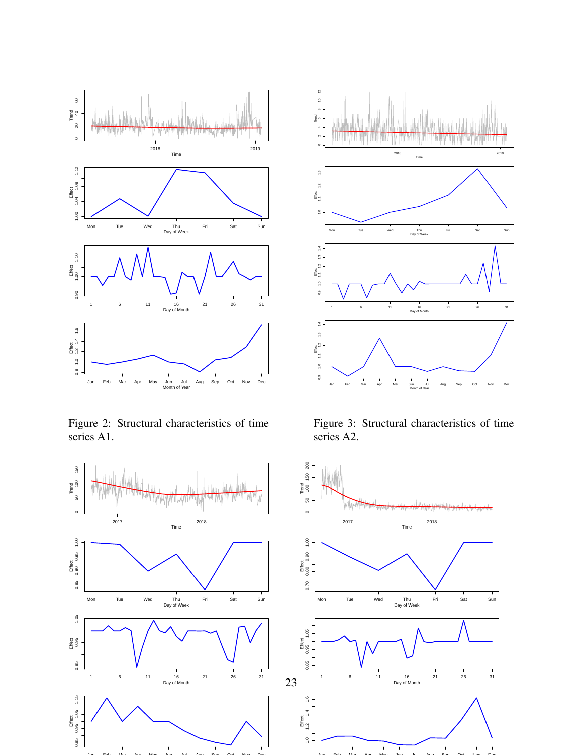Figure 2: Structural characteristics of time series A1.

Figure 3: Structural characteristics of time series A2.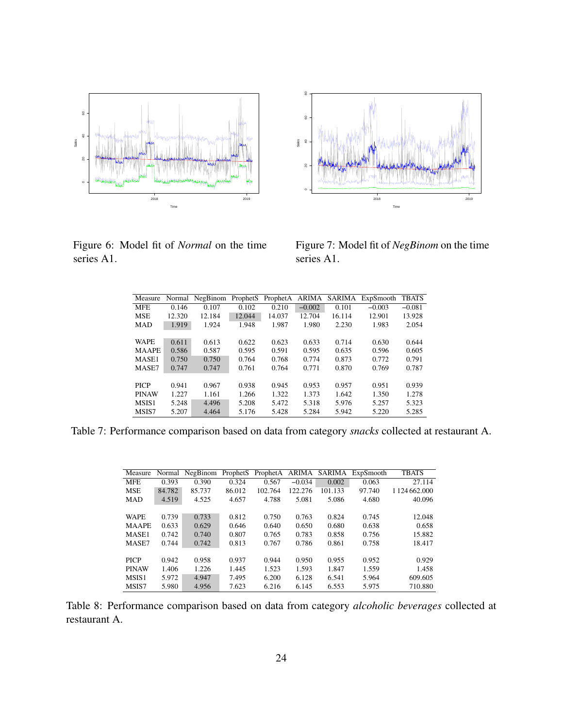Figure 6: Model fit of *Normal* on the time series A1.

Figure 7: Model fit of *NegBinom* on the time series A1.

| Measure | Normal | NegBinom | ProphetS | ProphetA | ARIMA | SARIMA | ExpSmooth | TBATS |
|---|---|---|---|---|---|---|---|---|
| MFE | 0.146 | 0.107 | 0.102 | 0.210 | −0.002 | 0.101 | −0.003 | −0.081 |
| MSE | 12.320 | 12.184 | 12.044 | 14.037 | 12.704 | 16.114 | 12.901 | 13.928 |
| MAD | 1.919 | 1.924 | 1.948 | 1.987 | 1.980 | 2.230 | 1.983 | 2.054 |
| | | | | | | | | |
| WAPE | 0.611 | 0.613 | 0.622 | 0.623 | 0.633 | 0.714 | 0.630 | 0.644 |
| MAAPE | 0.586 | 0.587 | 0.595 | 0.591 | 0.595 | 0.635 | 0.596 | 0.605 |
| MASE1 | 0.750 | 0.750 | 0.764 | 0.768 | 0.774 | 0.873 | 0.772 | 0.791 |
| MASE7 | 0.747 | 0.747 | 0.761 | 0.764 | 0.771 | 0.870 | 0.769 | 0.787 |
| | | | | | | | | |
| PICP | 0.941 | 0.967 | 0.938 | 0.945 | 0.953 | 0.957 | 0.951 | 0.939 |
| PINAW | 1.227 | 1.161 | 1.266 | 1.322 | 1.373 | 1.642 | 1.350 | 1.278 |
| MSIS1 | 5.248 | 4.496 | 5.208 | 5.472 | 5.318 | 5.976 | 5.257 | 5.323 |
| MSIS7 | 5.207 | 4.464 | 5.176 | 5.428 | 5.284 | 5.942 | 5.220 | 5.285 |

Table 7: Performance comparison based on data from category *snacks* collected at restaurant A.

| Measure | Normal | NegBinom | ProphetS | ProphetA | ARIMA | SARIMA | ExpSmooth | TBATS |
|---|---|---|---|---|---|---|---|---|
| MFE | 0.393 | 0.390 | 0.324 | 0.567 | −0.034 | 0.002 | 0.063 | 27.114 |
| MSE | 84.782 | 85.737 | 86.012 | 102.764 | 122.276 | 101.133 | 97.740 | 1 124 662.000 |
| MAD | 4.519 | 4.525 | 4.657 | 4.788 | 5.081 | 5.086 | 4.680 | 40.096 |
| | | | | | | | | |
| WAPE | 0.739 | 0.733 | 0.812 | 0.750 | 0.763 | 0.824 | 0.745 | 12.048 |
| MAAPE | 0.633 | 0.629 | 0.646 | 0.640 | 0.650 | 0.680 | 0.638 | 0.658 |
| MASE1 | 0.742 | 0.740 | 0.807 | 0.765 | 0.783 | 0.858 | 0.756 | 15.882 |
| MASE7 | 0.744 | 0.742 | 0.813 | 0.767 | 0.786 | 0.861 | 0.758 | 18.417 |
| | | | | | | | | |
| PICP | 0.942 | 0.958 | 0.937 | 0.944 | 0.950 | 0.955 | 0.952 | 0.929 |
| PINAW | 1.406 | 1.226 | 1.445 | 1.523 | 1.593 | 1.847 | 1.559 | 1.458 |
| MSIS1 | 5.972 | 4.947 | 7.495 | 6.200 | 6.128 | 6.541 | 5.964 | 609.605 |
| MSIS7 | 5.980 | 4.956 | 7.623 | 6.216 | 6.145 | 6.553 | 5.975 | 710.880 |

Table 8: Performance comparison based on data from category *alcoholic beverages* collected at restaurant A.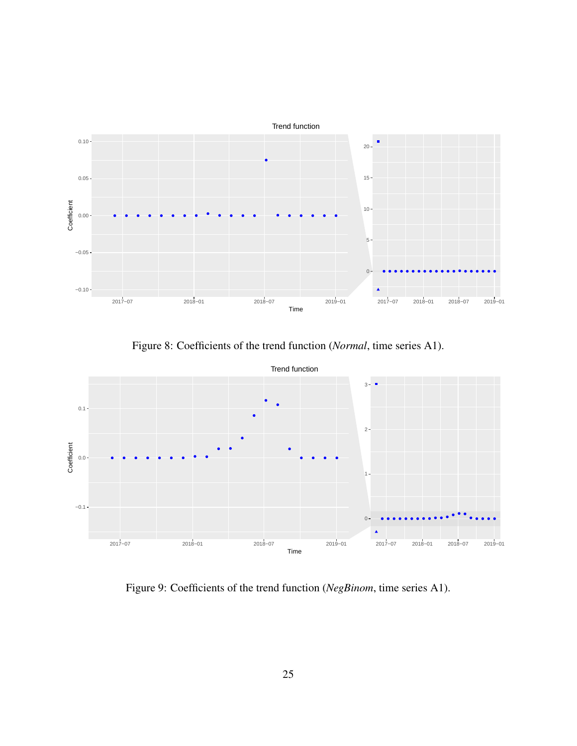Figure 8: Coefficients of the trend function (*Normal*, time series A1).

Figure 9: Coefficients of the trend function (*NegBinom*, time series A1).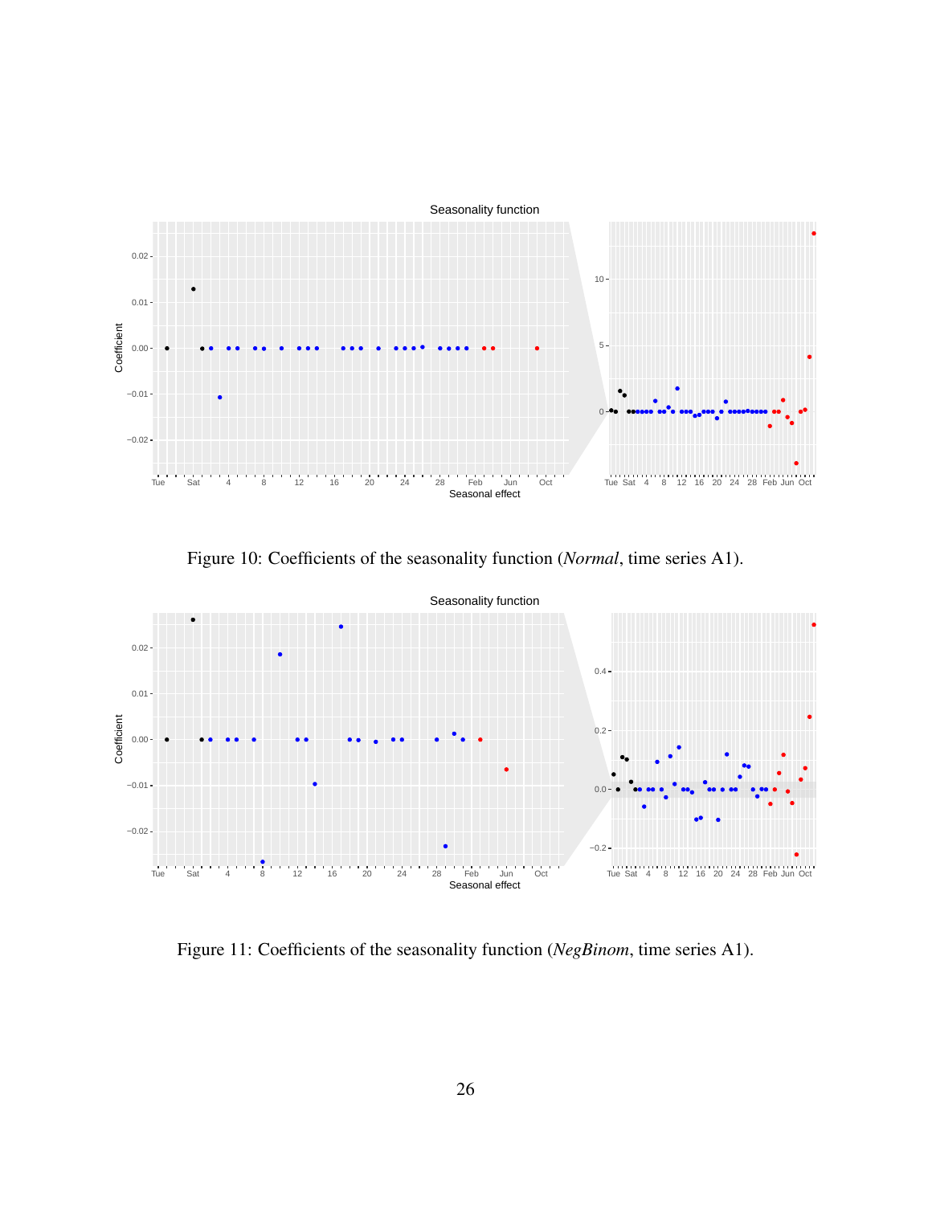Figure 10: Coefficients of the seasonality function (*Normal*, time series A1).

Figure 11: Coefficients of the seasonality function (*NegBinom*, time series A1).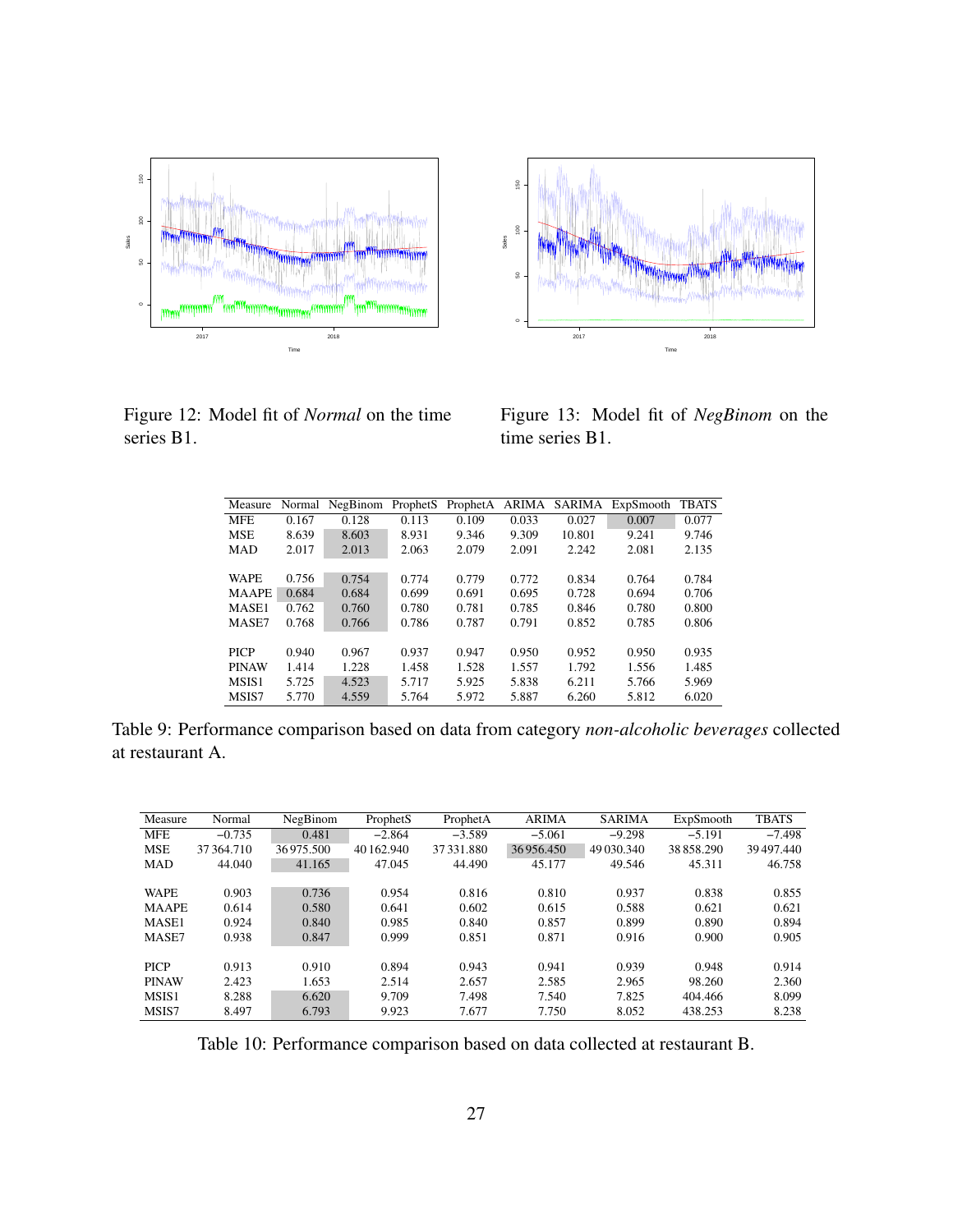Figure 12: Model fit of *Normal* on the time series B1.

Figure 13: Model fit of *NegBinom* on the time series B1.

| Measure | Normal | NegBinom | ProphetS | ProphetA | ARIMA | SARIMA | ExpSmooth | TBATS |
|---|---|---|---|---|---|---|---|---|
| MFE | 0.167 | 0.128 | 0.113 | 0.109 | 0.033 | 0.027 | 0.007 | 0.077 |
| MSE | 8.639 | 8.603 | 8.931 | 9.346 | 9.309 | 10.801 | 9.241 | 9.746 |
| MAD | 2.017 | 2.013 | 2.063 | 2.079 | 2.091 | 2.242 | 2.081 | 2.135 |
| WAPE | 0.756 | 0.754 | 0.774 | 0.779 | 0.772 | 0.834 | 0.764 | 0.784 |
| MAAPE | 0.684 | 0.684 | 0.699 | 0.691 | 0.695 | 0.728 | 0.694 | 0.706 |
| MASE1 | 0.762 | 0.760 | 0.780 | 0.781 | 0.785 | 0.846 | 0.780 | 0.800 |
| MASE7 | 0.768 | 0.766 | 0.786 | 0.787 | 0.791 | 0.852 | 0.785 | 0.806 |
| PICP | 0.940 | 0.967 | 0.937 | 0.947 | 0.950 | 0.952 | 0.950 | 0.935 |
| PINAW | 1.414 | 1.228 | 1.458 | 1.528 | 1.557 | 1.792 | 1.556 | 1.485 |
| MSIS1 | 5.725 | 4.523 | 5.717 | 5.925 | 5.838 | 6.211 | 5.766 | 5.969 |
| MSIS7 | 5.770 | 4.559 | 5.764 | 5.972 | 5.887 | 6.260 | 5.812 | 6.020 |

Table 9: Performance comparison based on data from category *non-alcoholic beverages* collected at restaurant A.

| Measure | Normal | NegBinom | ProphetS | ProphetA | ARIMA | SARIMA | ExpSmooth | TBATS |
|---|---|---|---|---|---|---|---|---|
| MFE | −0.735 | 0.481 | −2.864 | −3.589 | −5.061 | −9.298 | −5.191 | −7.498 |
| MSE | 37 364.710 | 36 975.500 | 40 162.940 | 37 331.880 | 36 956.450 | 49 030.340 | 38 858.290 | 39 497.440 |
| MAD | 44.040 | 41.165 | 47.045 | 44.490 | 45.177 | 49.546 | 45.311 | 46.758 |
| WAPE | 0.903 | 0.736 | 0.954 | 0.816 | 0.810 | 0.937 | 0.838 | 0.855 |
| MAAPE | 0.614 | 0.580 | 0.641 | 0.602 | 0.615 | 0.588 | 0.621 | 0.621 |
| MASE1 | 0.924 | 0.840 | 0.985 | 0.840 | 0.857 | 0.899 | 0.890 | 0.894 |
| MASE7 | 0.938 | 0.847 | 0.999 | 0.851 | 0.871 | 0.916 | 0.900 | 0.905 |
| PICP | 0.913 | 0.910 | 0.894 | 0.943 | 0.941 | 0.939 | 0.948 | 0.914 |
| PINAW | 2.423 | 1.653 | 2.514 | 2.657 | 2.585 | 2.965 | 98.260 | 2.360 |
| MSIS1 | 8.288 | 6.620 | 9.709 | 7.498 | 7.540 | 7.825 | 404.466 | 8.099 |
| MSIS7 | 8.497 | 6.793 | 9.923 | 7.677 | 7.750 | 8.052 | 438.253 | 8.238 |

Table 10: Performance comparison based on data collected at restaurant B.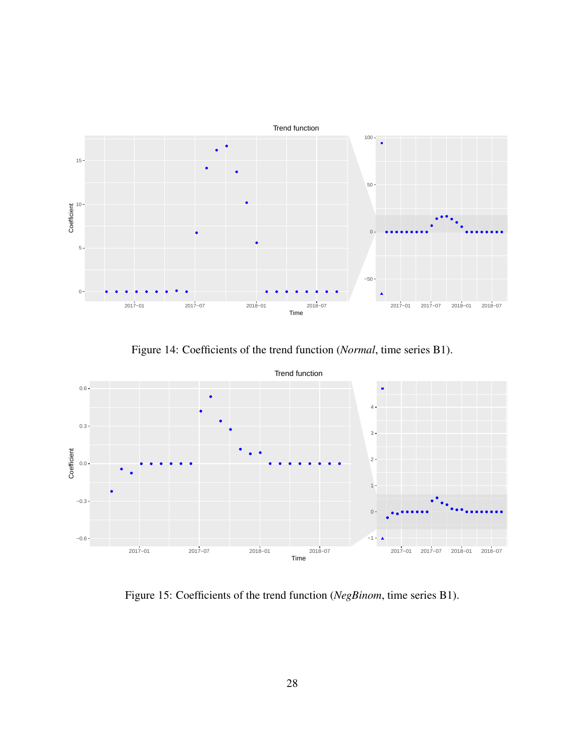Figure 14: Coefficients of the trend function (*Normal*, time series B1).

Figure 15: Coefficients of the trend function (*NegBinom*, time series B1).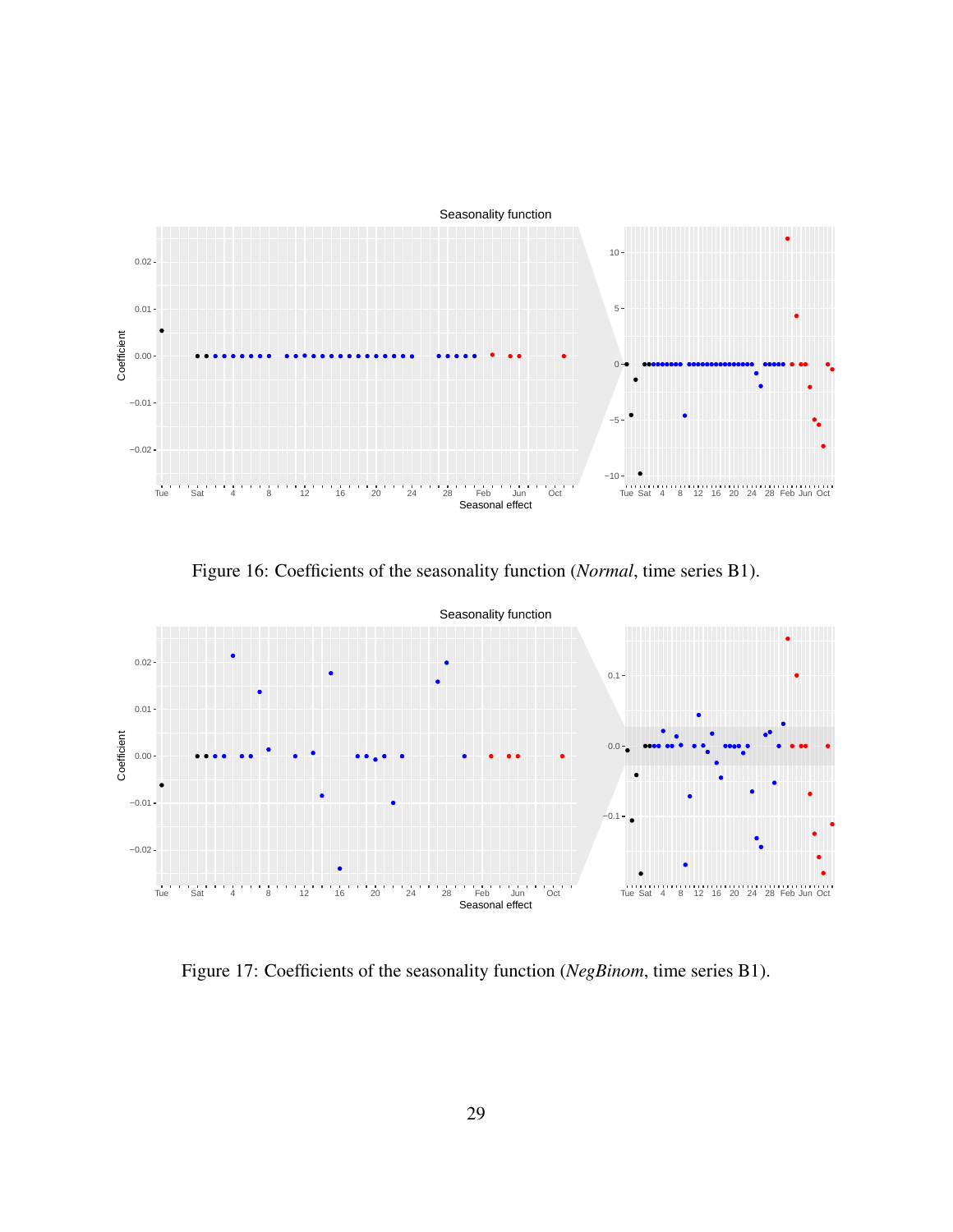Figure 16: Coefficients of the seasonality function (*Normal*, time series B1).

Figure 17: Coefficients of the seasonality function (*NegBinom*, time series B1).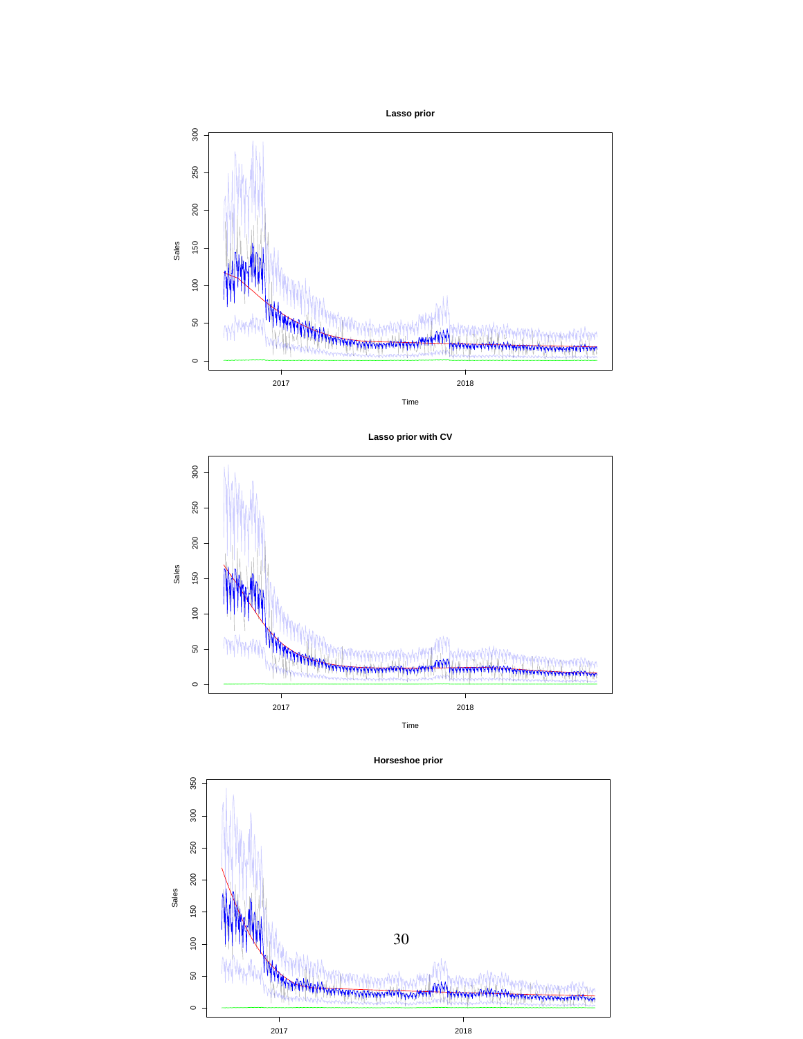**Lasso prior**

**Lasso prior with CV**

**Horseshoe prior**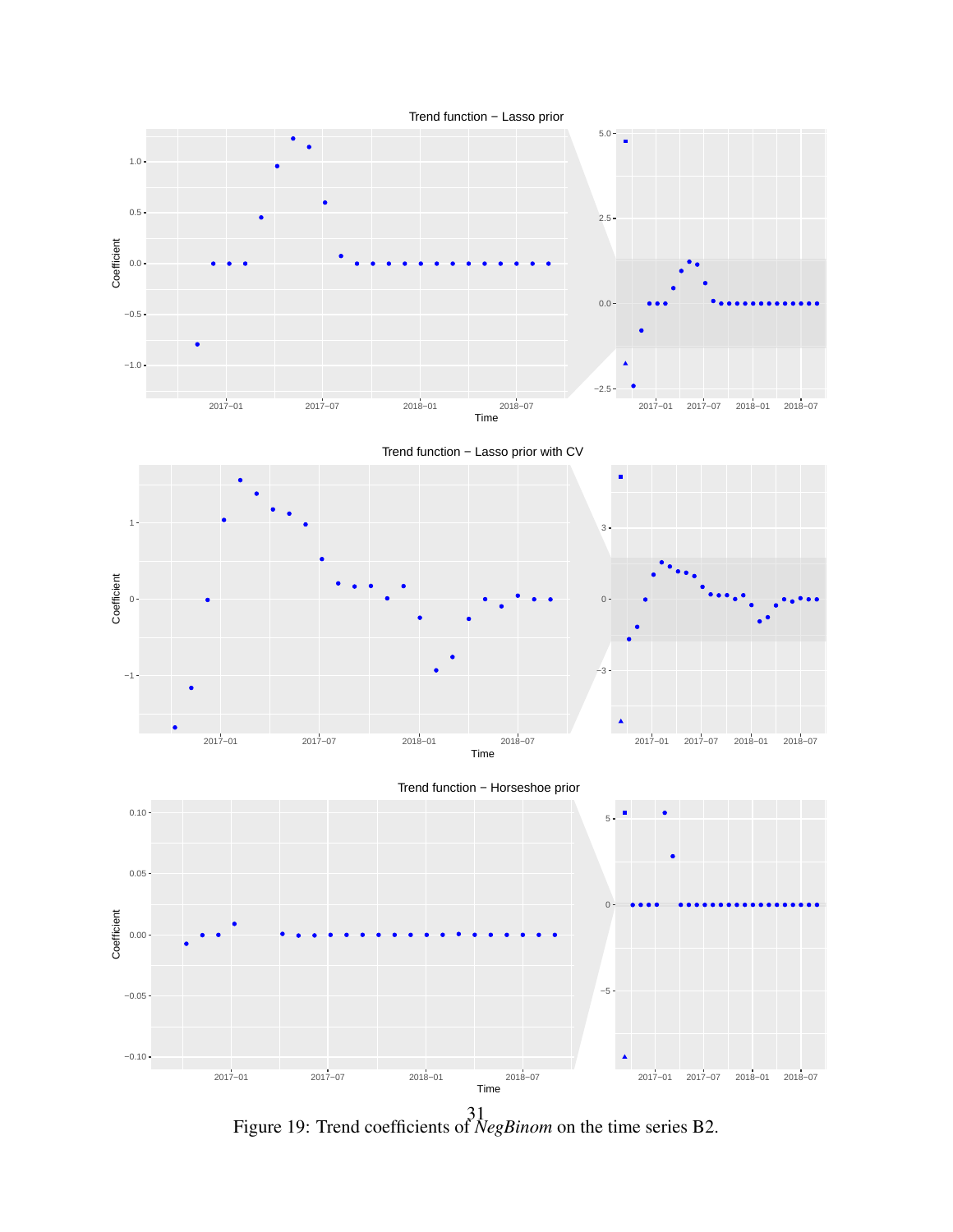Figure 19: Trend coefficients of *NegBinom* on the time series B2.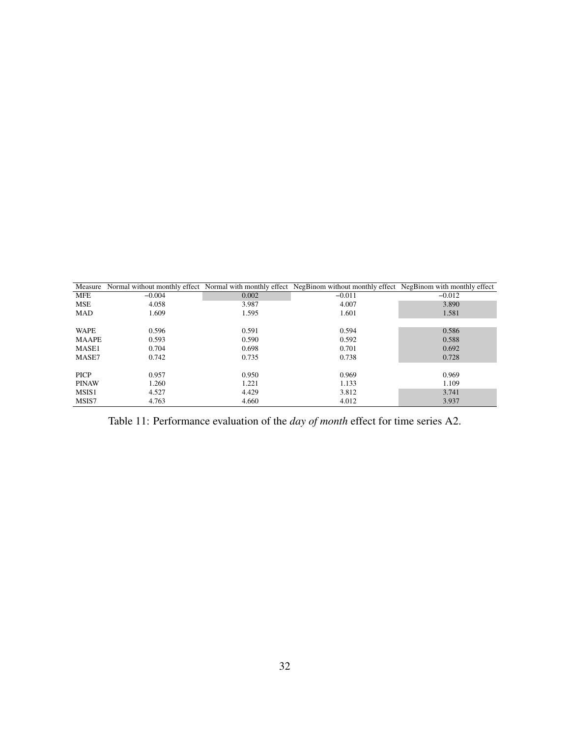| Measure | Normal without monthly effect | Normal with monthly effect | NegBinom without monthly effect | NegBinom with monthly effect |
|---|---|---|---|---|
| MFE | −0.004 | 0.002 | −0.011 | −0.012 |
| MSE | 4.058 | 3.987 | 4.007 | 3.890 |
| MAD | 1.609 | 1.595 | 1.601 | 1.581 |
| | | | | |
| WAPE | 0.596 | 0.591 | 0.594 | 0.586 |
| MAAPE | 0.593 | 0.590 | 0.592 | 0.588 |
| MASE1 | 0.704 | 0.698 | 0.701 | 0.692 |
| MASE7 | 0.742 | 0.735 | 0.738 | 0.728 |
| | | | | |
| PICP | 0.957 | 0.950 | 0.969 | 0.969 |
| PINAW | 1.260 | 1.221 | 1.133 | 1.109 |
| MSIS1 | 4.527 | 4.429 | 3.812 | 3.741 |
| MSIS7 | 4.763 | 4.660 | 4.012 | 3.937 |

Table 11: Performance evaluation of the *day of month* effect for time series A2.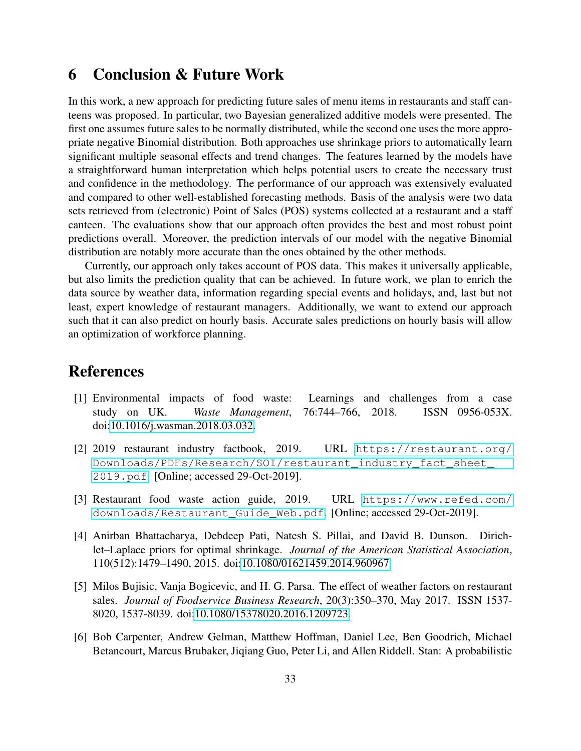# 6 Conclusion & Future Work

In this work, a new approach for predicting future sales of menu items in restaurants and staff canteens was proposed. In particular, two Bayesian generalized additive models were presented. The first one assumes future sales to be normally distributed, while the second one uses the more appropriate negative Binomial distribution. Both approaches use shrinkage priors to automatically learn significant multiple seasonal effects and trend changes. The features learned by the models have a straightforward human interpretation which helps potential users to create the necessary trust and confidence in the methodology. The performance of our approach was extensively evaluated and compared to other well-established forecasting methods. Basis of the analysis were two data sets retrieved from (electronic) Point of Sales (POS) systems collected at a restaurant and a staff canteen. The evaluations show that our approach often provides the best and most robust point predictions overall. Moreover, the prediction intervals of our model with the negative Binomial distribution are notably more accurate than the ones obtained by the other methods.

Currently, our approach only takes account of POS data. This makes it universally applicable, but also limits the prediction quality that can be achieved. In future work, we plan to enrich the data source by weather data, information regarding special events and holidays, and, last but not least, expert knowledge of restaurant managers. Additionally, we want to extend our approach such that it can also predict on hourly basis. Accurate sales predictions on hourly basis will allow an optimization of workforce planning.

# References

[1] Environmental impacts of food waste: Learnings and challenges from a case study on UK. *Waste Management*, 76:744–766, 2018. ISSN 0956-053X. doi:10.1016/j.wasman.2018.03.032.

[2] 2019 restaurant industry factbook, 2019. URL `https://restaurant.org/Downloads/PDFs/Research/SOI/restaurant_industry_fact_sheet_2019.pdf`. [Online; accessed 29-Oct-2019].

[3] Restaurant food waste action guide, 2019. URL `https://www.refed.com/downloads/Restaurant_Guide_Web.pdf`. [Online; accessed 29-Oct-2019].

[4] Anirban Bhattacharya, Debdeep Pati, Natesh S. Pillai, and David B. Dunson. Dirichlet–Laplace priors for optimal shrinkage. *Journal of the American Statistical Association*, 110(512):1479–1490, 2015. doi:10.1080/01621459.2014.960967.

[5] Milos Bujisic, Vanja Bogicevic, and H. G. Parsa. The effect of weather factors on restaurant sales. *Journal of Foodservice Business Research*, 20(3):350–370, May 2017. ISSN 1537-8020, 1537-8039. doi:10.1080/15378020.2016.1209723.

[6] Bob Carpenter, Andrew Gelman, Matthew Hoffman, Daniel Lee, Ben Goodrich, Michael Betancourt, Marcus Brubaker, Jiqiang Guo, Peter Li, and Allen Riddell. Stan: A probabilistic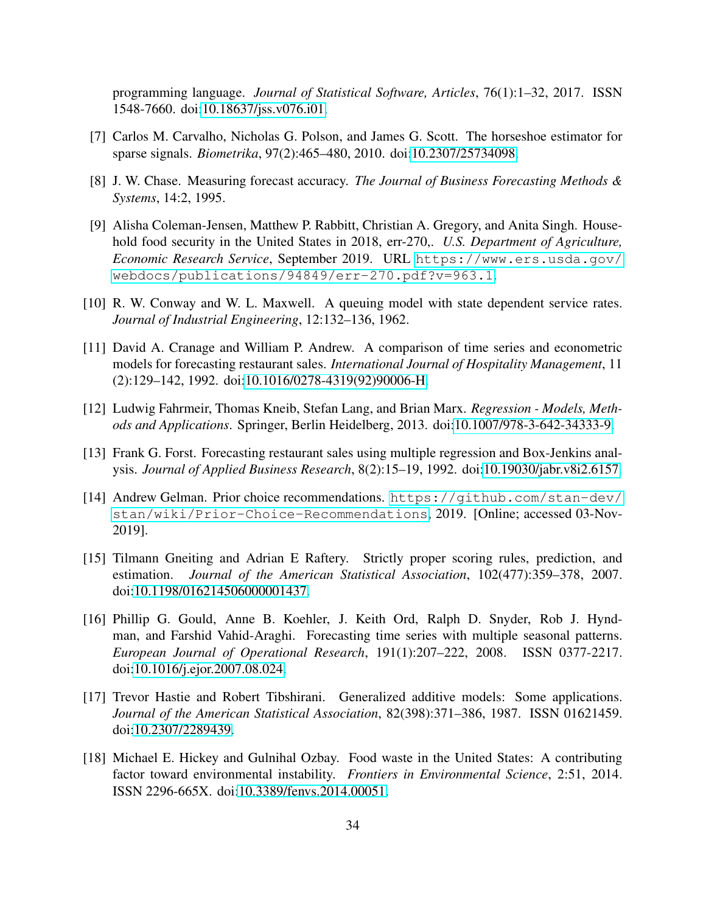programming language. *Journal of Statistical Software, Articles*, 76(1):1–32, 2017. ISSN 1548-7660. doi:10.18637/jss.v076.i01.

[7] Carlos M. Carvalho, Nicholas G. Polson, and James G. Scott. The horseshoe estimator for sparse signals. *Biometrika*, 97(2):465–480, 2010. doi:10.2307/25734098.

[8] J. W. Chase. Measuring forecast accuracy. *The Journal of Business Forecasting Methods & Systems*, 14:2, 1995.

[9] Alisha Coleman-Jensen, Matthew P. Rabbitt, Christian A. Gregory, and Anita Singh. Household food security in the United States in 2018, err-270,. *U.S. Department of Agriculture, Economic Research Service*, September 2019. URL `https://www.ers.usda.gov/webdocs/publications/94849/err-270.pdf?v=963.1`.

[10] R. W. Conway and W. L. Maxwell. A queuing model with state dependent service rates. *Journal of Industrial Engineering*, 12:132–136, 1962.

[11] David A. Cranage and William P. Andrew. A comparison of time series and econometric models for forecasting restaurant sales. *International Journal of Hospitality Management*, 11 (2):129–142, 1992. doi:10.1016/0278-4319(92)90006-H.

[12] Ludwig Fahrmeir, Thomas Kneib, Stefan Lang, and Brian Marx. *Regression - Models, Methods and Applications*. Springer, Berlin Heidelberg, 2013. doi:10.1007/978-3-642-34333-9.

[13] Frank G. Forst. Forecasting restaurant sales using multiple regression and Box-Jenkins analysis. *Journal of Applied Business Research*, 8(2):15–19, 1992. doi:10.19030/jabr.v8i2.6157.

[14] Andrew Gelman. Prior choice recommendations. `https://github.com/stan-dev/stan/wiki/Prior-Choice-Recommendations`, 2019. [Online; accessed 03-Nov-2019].

[15] Tilmann Gneiting and Adrian E Raftery. Strictly proper scoring rules, prediction, and estimation. *Journal of the American Statistical Association*, 102(477):359–378, 2007. doi:10.1198/016214506000001437.

[16] Phillip G. Gould, Anne B. Koehler, J. Keith Ord, Ralph D. Snyder, Rob J. Hyndman, and Farshid Vahid-Araghi. Forecasting time series with multiple seasonal patterns. *European Journal of Operational Research*, 191(1):207–222, 2008. ISSN 0377-2217. doi:10.1016/j.ejor.2007.08.024.

[17] Trevor Hastie and Robert Tibshirani. Generalized additive models: Some applications. *Journal of the American Statistical Association*, 82(398):371–386, 1987. ISSN 01621459. doi:10.2307/2289439.

[18] Michael E. Hickey and Gulnihal Ozbay. Food waste in the United States: A contributing factor toward environmental instability. *Frontiers in Environmental Science*, 2:51, 2014. ISSN 2296-665X. doi:10.3389/fenvs.2014.00051.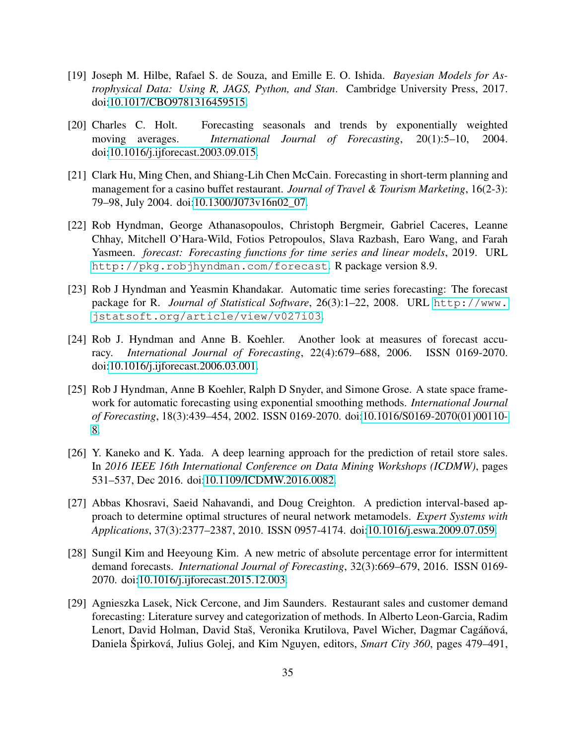[19] Joseph M. Hilbe, Rafael S. de Souza, and Emille E. O. Ishida. *Bayesian Models for Astrophysical Data: Using R, JAGS, Python, and Stan*. Cambridge University Press, 2017. doi:10.1017/CBO9781316459515.

[20] Charles C. Holt. Forecasting seasonals and trends by exponentially weighted moving averages. *International Journal of Forecasting*, 20(1):5–10, 2004. doi:10.1016/j.ijforecast.2003.09.015.

[21] Clark Hu, Ming Chen, and Shiang-Lih Chen McCain. Forecasting in short-term planning and management for a casino buffet restaurant. *Journal of Travel & Tourism Marketing*, 16(2-3): 79–98, July 2004. doi:10.1300/J073v16n02_07.

[22] Rob Hyndman, George Athanasopoulos, Christoph Bergmeir, Gabriel Caceres, Leanne Chhay, Mitchell O'Hara-Wild, Fotios Petropoulos, Slava Razbash, Earo Wang, and Farah Yasmeen. *forecast: Forecasting functions for time series and linear models*, 2019. URL `http://pkg.robjhyndman.com/forecast`. R package version 8.9.

[23] Rob J Hyndman and Yeasmin Khandakar. Automatic time series forecasting: The forecast package for R. *Journal of Statistical Software*, 26(3):1–22, 2008. URL `http://www.jstatsoft.org/article/view/v027i03`.

[24] Rob J. Hyndman and Anne B. Koehler. Another look at measures of forecast accuracy. *International Journal of Forecasting*, 22(4):679–688, 2006. ISSN 0169-2070. doi:10.1016/j.ijforecast.2006.03.001.

[25] Rob J Hyndman, Anne B Koehler, Ralph D Snyder, and Simone Grose. A state space framework for automatic forecasting using exponential smoothing methods. *International Journal of Forecasting*, 18(3):439–454, 2002. ISSN 0169-2070. doi:10.1016/S0169-2070(01)00110-8.

[26] Y. Kaneko and K. Yada. A deep learning approach for the prediction of retail store sales. In *2016 IEEE 16th International Conference on Data Mining Workshops (ICDMW)*, pages 531–537, Dec 2016. doi:10.1109/ICDMW.2016.0082.

[27] Abbas Khosravi, Saeid Nahavandi, and Doug Creighton. A prediction interval-based approach to determine optimal structures of neural network metamodels. *Expert Systems with Applications*, 37(3):2377–2387, 2010. ISSN 0957-4174. doi:10.1016/j.eswa.2009.07.059.

[28] Sungil Kim and Heeyoung Kim. A new metric of absolute percentage error for intermittent demand forecasts. *International Journal of Forecasting*, 32(3):669–679, 2016. ISSN 0169-2070. doi:10.1016/j.ijforecast.2015.12.003.

[29] Agnieszka Lasek, Nick Cercone, and Jim Saunders. Restaurant sales and customer demand forecasting: Literature survey and categorization of methods. In Alberto Leon-Garcia, Radim Lenort, David Holman, David Staš, Veronika Krutilova, Pavel Wicher, Dagmar Cagáňová, Daniela Špirková, Julius Golej, and Kim Nguyen, editors, *Smart City 360*, pages 479–491,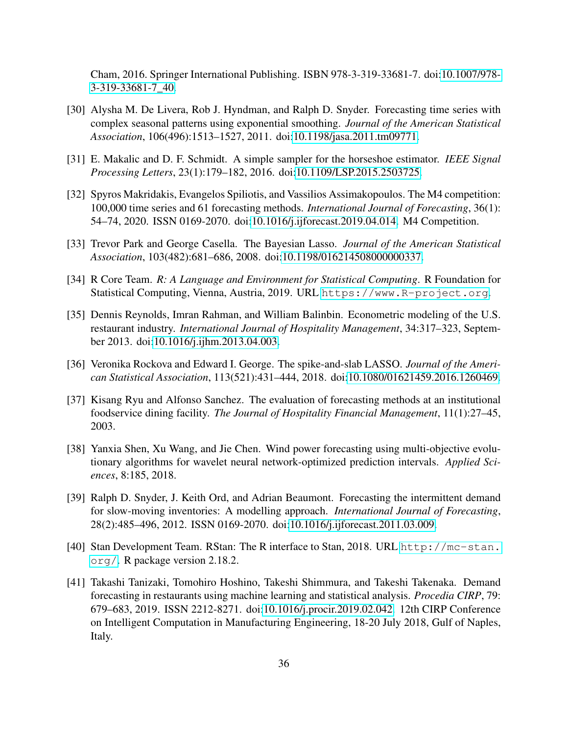Cham, 2016. Springer International Publishing. ISBN 978-3-319-33681-7. doi:10.1007/978-3-319-33681-7_40.

[30] Alysha M. De Livera, Rob J. Hyndman, and Ralph D. Snyder. Forecasting time series with complex seasonal patterns using exponential smoothing. *Journal of the American Statistical Association*, 106(496):1513–1527, 2011. doi:10.1198/jasa.2011.tm09771.

[31] E. Makalic and D. F. Schmidt. A simple sampler for the horseshoe estimator. *IEEE Signal Processing Letters*, 23(1):179–182, 2016. doi:10.1109/LSP.2015.2503725.

[32] Spyros Makridakis, Evangelos Spiliotis, and Vassilios Assimakopoulos. The M4 competition: 100,000 time series and 61 forecasting methods. *International Journal of Forecasting*, 36(1): 54–74, 2020. ISSN 0169-2070. doi:10.1016/j.ijforecast.2019.04.014. M4 Competition.

[33] Trevor Park and George Casella. The Bayesian Lasso. *Journal of the American Statistical Association*, 103(482):681–686, 2008. doi:10.1198/016214508000000337.

[34] R Core Team. *R: A Language and Environment for Statistical Computing*. R Foundation for Statistical Computing, Vienna, Austria, 2019. URL `https://www.R-project.org`.

[35] Dennis Reynolds, Imran Rahman, and William Balinbin. Econometric modeling of the U.S. restaurant industry. *International Journal of Hospitality Management*, 34:317–323, September 2013. doi:10.1016/j.ijhm.2013.04.003.

[36] Veronika Rockova and Edward I. George. The spike-and-slab LASSO. *Journal of the American Statistical Association*, 113(521):431–444, 2018. doi:10.1080/01621459.2016.1260469.

[37] Kisang Ryu and Alfonso Sanchez. The evaluation of forecasting methods at an institutional foodservice dining facility. *The Journal of Hospitality Financial Management*, 11(1):27–45, 2003.

[38] Yanxia Shen, Xu Wang, and Jie Chen. Wind power forecasting using multi-objective evolutionary algorithms for wavelet neural network-optimized prediction intervals. *Applied Sciences*, 8:185, 2018.

[39] Ralph D. Snyder, J. Keith Ord, and Adrian Beaumont. Forecasting the intermittent demand for slow-moving inventories: A modelling approach. *International Journal of Forecasting*, 28(2):485–496, 2012. ISSN 0169-2070. doi:10.1016/j.ijforecast.2011.03.009.

[40] Stan Development Team. RStan: The R interface to Stan, 2018. URL `http://mc-stan.org/`. R package version 2.18.2.

[41] Takashi Tanizaki, Tomohiro Hoshino, Takeshi Shimmura, and Takeshi Takenaka. Demand forecasting in restaurants using machine learning and statistical analysis. *Procedia CIRP*, 79: 679–683, 2019. ISSN 2212-8271. doi:10.1016/j.procir.2019.02.042. 12th CIRP Conference on Intelligent Computation in Manufacturing Engineering, 18-20 July 2018, Gulf of Naples, Italy.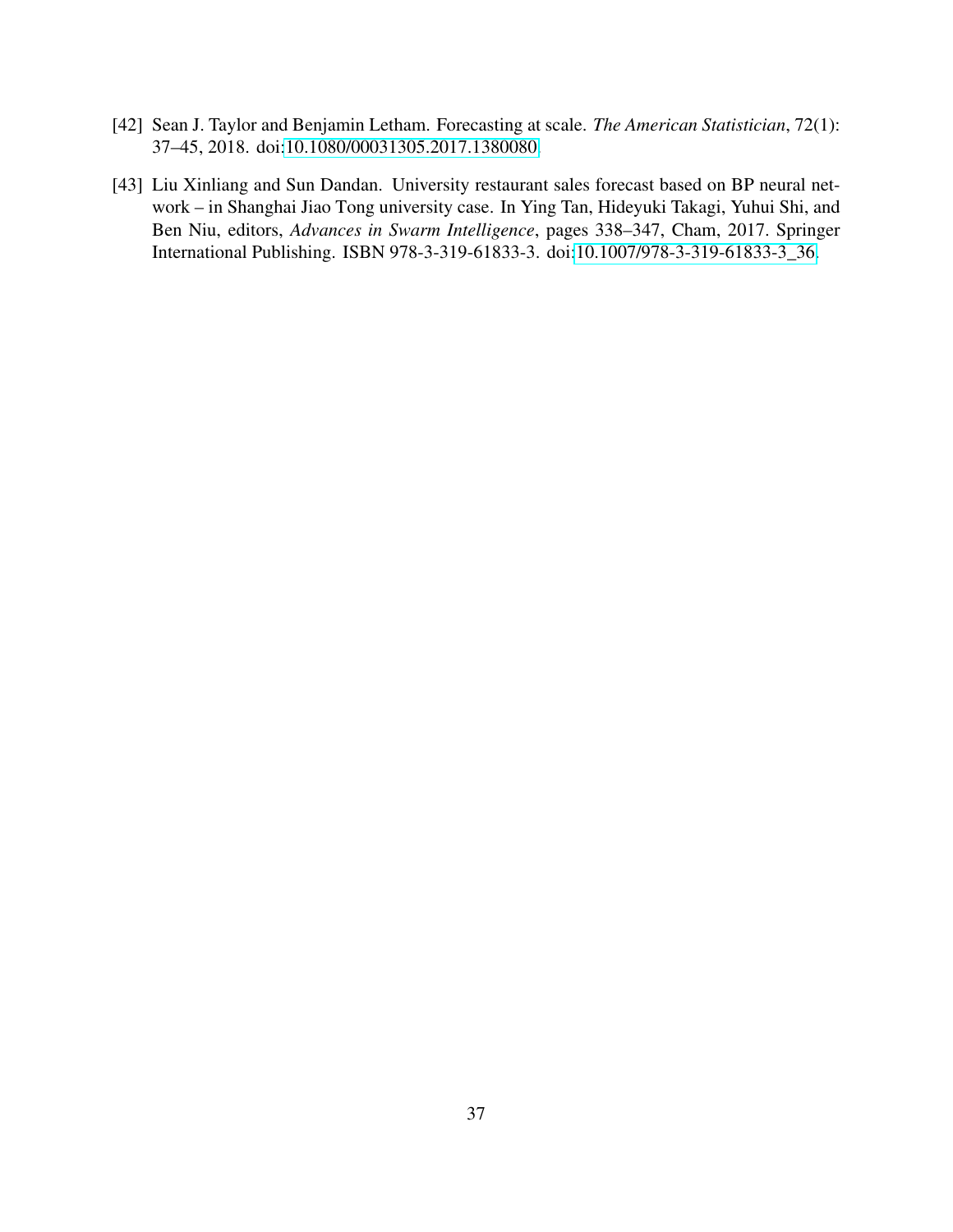[42] Sean J. Taylor and Benjamin Letham. Forecasting at scale. *The American Statistician*, 72(1): 37–45, 2018. doi:10.1080/00031305.2017.1380080.

[43] Liu Xinliang and Sun Dandan. University restaurant sales forecast based on BP neural network – in Shanghai Jiao Tong university case. In Ying Tan, Hideyuki Takagi, Yuhui Shi, and Ben Niu, editors, *Advances in Swarm Intelligence*, pages 338–347, Cham, 2017. Springer International Publishing. ISBN 978-3-319-61833-3. doi:10.1007/978-3-319-61833-3_36.